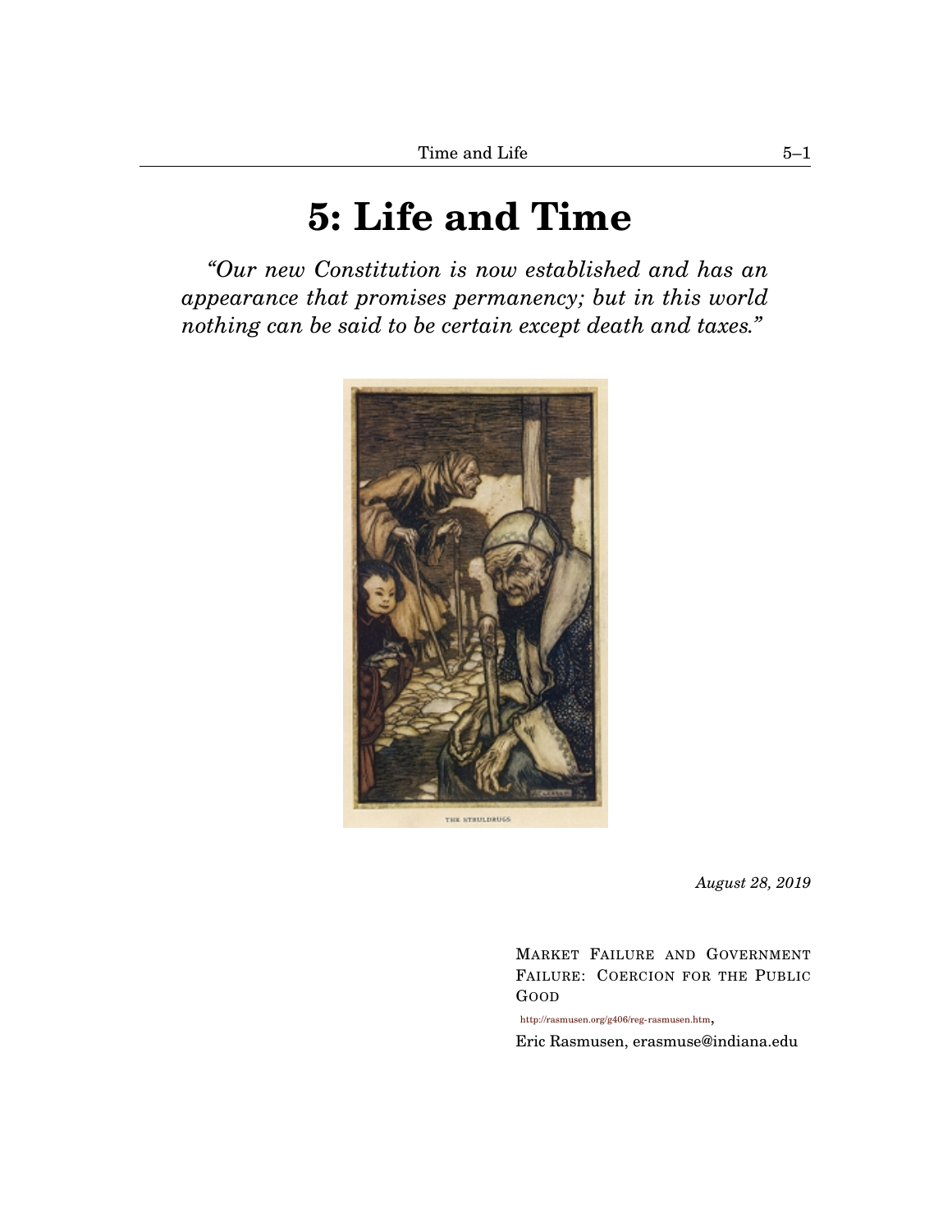# 5: Life and Time

*"Our new Constitution is now established and has an appearance that promises permanency; but in this world nothing can be said to be certain except death and taxes."*

THE STRULDBRUGS

*August 28, 2019*

MARKET FAILURE AND GOVERNMENT FAILURE: COERCION FOR THE PUBLIC GOOD

http://rasmusen.org/g406/reg-rasmusen.htm,

Eric Rasmusen, erasmuse@indiana.edu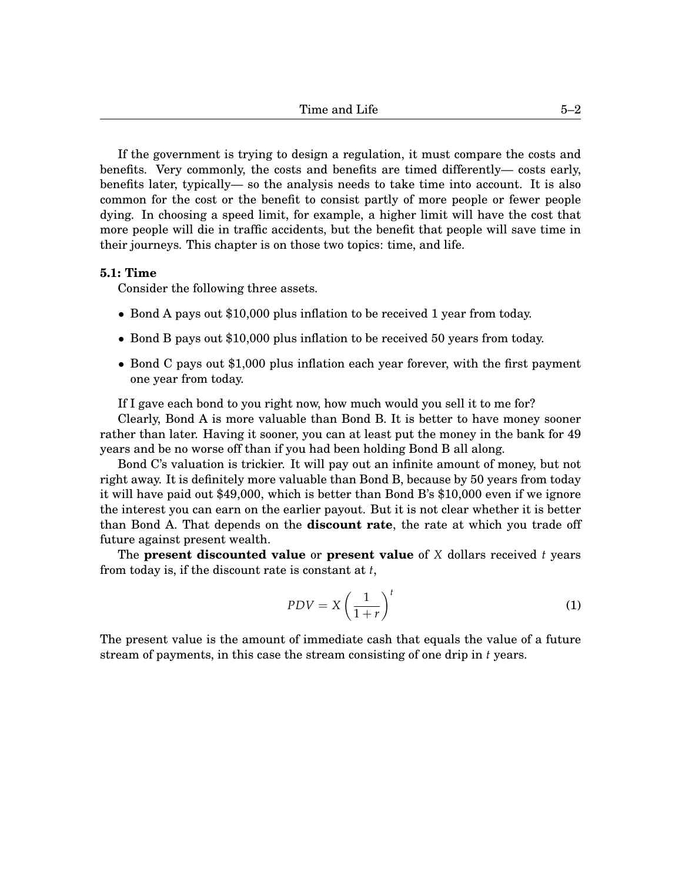If the government is trying to design a regulation, it must compare the costs and benefits. Very commonly, the costs and benefits are timed differently— costs early, benefits later, typically— so the analysis needs to take time into account. It is also common for the cost or the benefit to consist partly of more people or fewer people dying. In choosing a speed limit, for example, a higher limit will have the cost that more people will die in traffic accidents, but the benefit that people will save time in their journeys. This chapter is on those two topics: time, and life.

### 5.1: Time

Consider the following three assets.

- Bond A pays out \$10,000 plus inflation to be received 1 year from today.
- Bond B pays out \$10,000 plus inflation to be received 50 years from today.
- Bond C pays out \$1,000 plus inflation each year forever, with the first payment one year from today.

If I gave each bond to you right now, how much would you sell it to me for?

Clearly, Bond A is more valuable than Bond B. It is better to have money sooner rather than later. Having it sooner, you can at least put the money in the bank for 49 years and be no worse off than if you had been holding Bond B all along.

Bond C's valuation is trickier. It will pay out an infinite amount of money, but not right away. It is definitely more valuable than Bond B, because by 50 years from today it will have paid out \$49,000, which is better than Bond B's \$10,000 even if we ignore the interest you can earn on the earlier payout. But it is not clear whether it is better than Bond A. That depends on the **discount rate**, the rate at which you trade off future against present wealth.

The **present discounted value** or **present value** of $X$ dollars received $t$ years from today is, if the discount rate is constant at $t$,

$$PDV = X\left(\frac{1}{1+r}\right)^t \tag{1}$$

The present value is the amount of immediate cash that equals the value of a future stream of payments, in this case the stream consisting of one drip in $t$ years.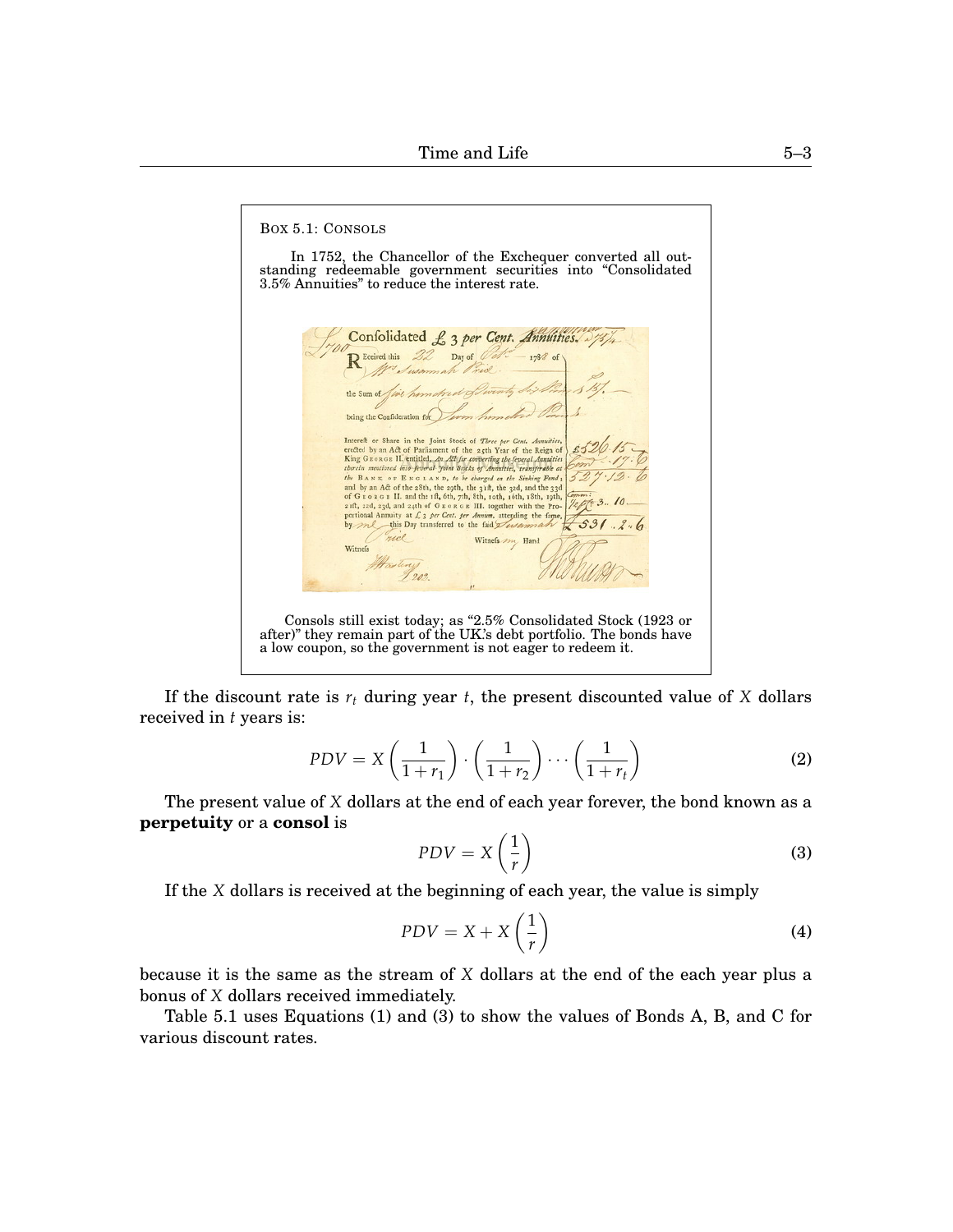Box 5.1: Consols

In 1752, the Chancellor of the Exchequer converted all outstanding redeemable government securities into "Consolidated 3.5% Annuities" to reduce the interest rate.

Consols still exist today; as "2.5% Consolidated Stock (1923 or after)" they remain part of the UK's debt portfolio. The bonds have a low coupon, so the government is not eager to redeem it.

If the discount rate is $r_t$ during year $t$, the present discounted value of $X$ dollars received in $t$ years is:

$$PDV = X\left(\frac{1}{1+r_1}\right)\cdot\left(\frac{1}{1+r_2}\right)\cdots\left(\frac{1}{1+r_t}\right) \tag{2}$$

The present value of $X$ dollars at the end of each year forever, the bond known as a **perpetuity** or a **consol** is

$$PDV = X\left(\frac{1}{r}\right) \tag{3}$$

If the $X$ dollars is received at the beginning of each year, the value is simply

$$PDV = X + X\left(\frac{1}{r}\right) \tag{4}$$

because it is the same as the stream of $X$ dollars at the end of the each year plus a bonus of $X$ dollars received immediately.

Table 5.1 uses Equations (1) and (3) to show the values of Bonds A, B, and C for various discount rates.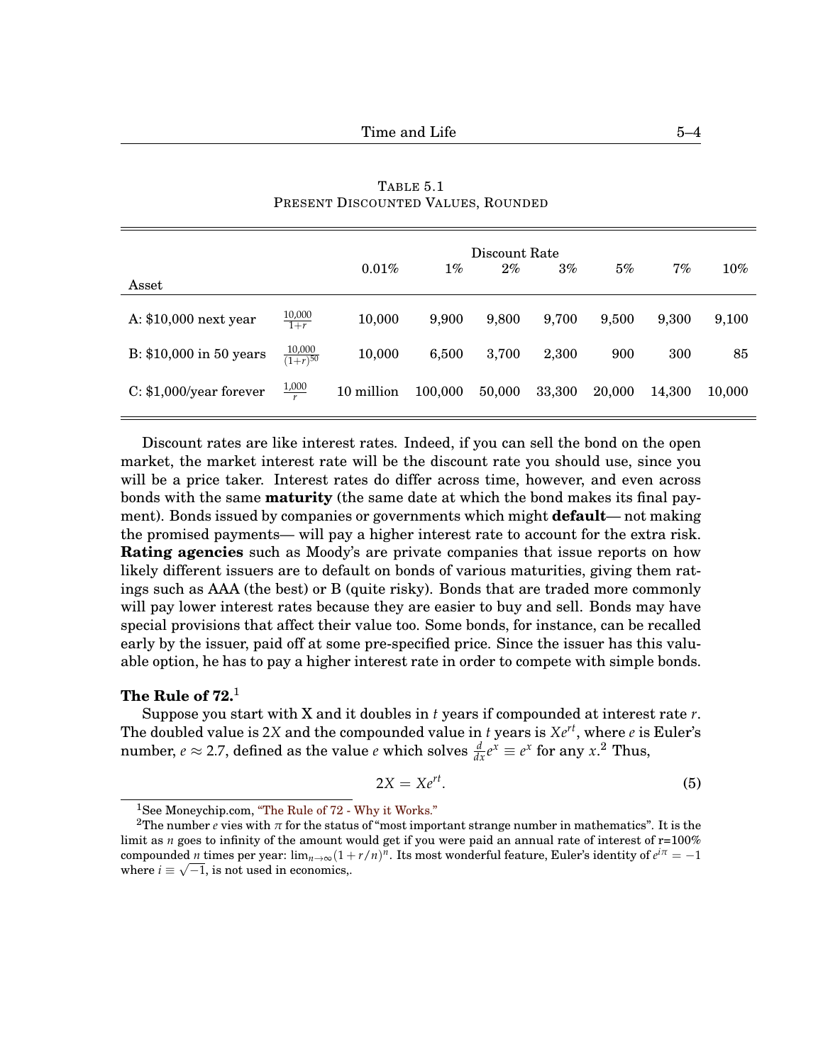TABLE 5.1
PRESENT DISCOUNTED VALUES, ROUNDED

| Asset | | Discount Rate 0.01% | 1% | 2% | 3% | 5% | 7% | 10% |
|---|---|---|---|---|---|---|---|---|
| A: \$10,000 next year | $\frac{10,000}{1+r}$ | 10,000 | 9,900 | 9,800 | 9,700 | 9,500 | 9,300 | 9,100 |
| B: \$10,000 in 50 years | $\frac{10,000}{(1+r)^{50}}$ | 10,000 | 6,500 | 3,700 | 2,300 | 900 | 300 | 85 |
| C: \$1,000/year forever | $\frac{1,000}{r}$ | 10 million | 100,000 | 50,000 | 33,300 | 20,000 | 14,300 | 10,000 |

Discount rates are like interest rates. Indeed, if you can sell the bond on the open market, the market interest rate will be the discount rate you should use, since you will be a price taker. Interest rates do differ across time, however, and even across bonds with the same **maturity** (the same date at which the bond makes its final payment). Bonds issued by companies or governments which might **default**— not making the promised payments— will pay a higher interest rate to account for the extra risk. **Rating agencies** such as Moody's are private companies that issue reports on how likely different issuers are to default on bonds of various maturities, giving them ratings such as AAA (the best) or B (quite risky). Bonds that are traded more commonly will pay lower interest rates because they are easier to buy and sell. Bonds may have special provisions that affect their value too. Some bonds, for instance, can be recalled early by the issuer, paid off at some pre-specified price. Since the issuer has this valuable option, he has to pay a higher interest rate in order to compete with simple bonds.

**The Rule of 72.**[1]

Suppose you start with X and it doubles in $t$ years if compounded at interest rate $r$. The doubled value is $2X$ and the compounded value in $t$ years is $Xe^{rt}$, where $e$ is Euler's number, $e \approx 2.7$, defined as the value $e$ which solves $\frac{d}{dx}e^x \equiv e^x$ for any $x$.[2] Thus,

$$2X = Xe^{rt}. \tag{5}$$

[1]See Moneychip.com, "The Rule of 72 - Why it Works."

[2]The number $e$ vies with $\pi$ for the status of "most important strange number in mathematics". It is the limit as $n$ goes to infinity of the amount would get if you were paid an annual rate of interest of r=100% compounded $n$ times per year: $\lim_{n\to\infty}(1+r/n)^n$. Its most wonderful feature, Euler's identity of $e^{i\pi} = -1$ where $i \equiv \sqrt{-1}$, is not used in economics,.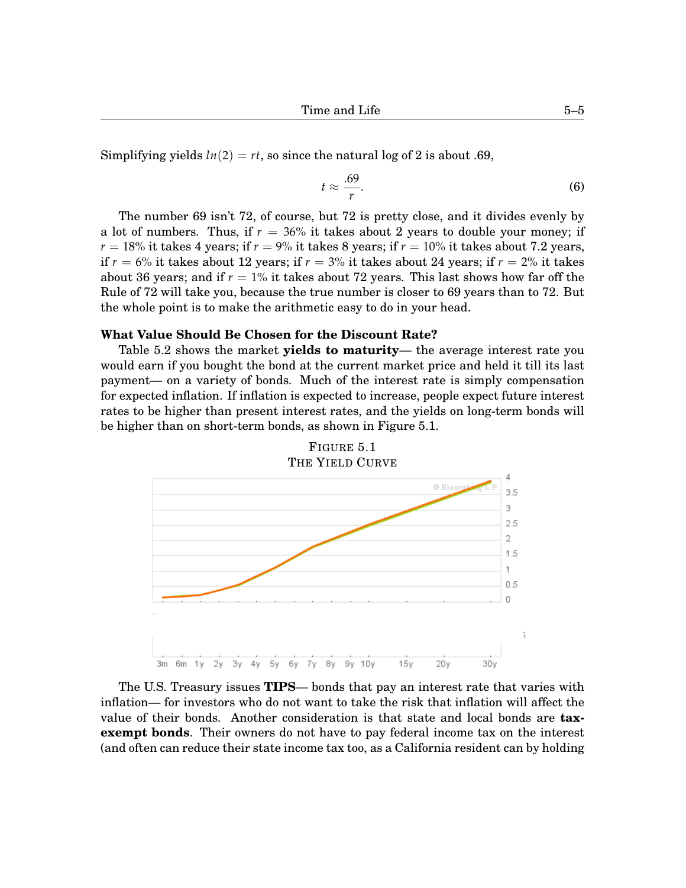Simplifying yields $ln(2) = rt$, so since the natural log of 2 is about .69,

$$t \approx \frac{.69}{r}. \tag{6}$$

The number 69 isn't 72, of course, but 72 is pretty close, and it divides evenly by a lot of numbers. Thus, if $r = 36\%$ it takes about 2 years to double your money; if $r = 18\%$ it takes 4 years; if $r = 9\%$ it takes 8 years; if $r = 10\%$ it takes about 7.2 years, if $r = 6\%$ it takes about 12 years; if $r = 3\%$ it takes about 24 years; if $r = 2\%$ it takes about 36 years; and if $r = 1\%$ it takes about 72 years. This last shows how far off the Rule of 72 will take you, because the true number is closer to 69 years than to 72. But the whole point is to make the arithmetic easy to do in your head.

**What Value Should Be Chosen for the Discount Rate?**

Table 5.2 shows the market **yields to maturity**— the average interest rate you would earn if you bought the bond at the current market price and held it till its last payment— on a variety of bonds. Much of the interest rate is simply compensation for expected inflation. If inflation is expected to increase, people expect future interest rates to be higher than present interest rates, and the yields on long-term bonds will be higher than on short-term bonds, as shown in Figure 5.1.

FIGURE 5.1
THE YIELD CURVE

The U.S. Treasury issues **TIPS**— bonds that pay an interest rate that varies with inflation— for investors who do not want to take the risk that inflation will affect the value of their bonds. Another consideration is that state and local bonds are **tax-exempt bonds**. Their owners do not have to pay federal income tax on the interest (and often can reduce their state income tax too, as a California resident can by holding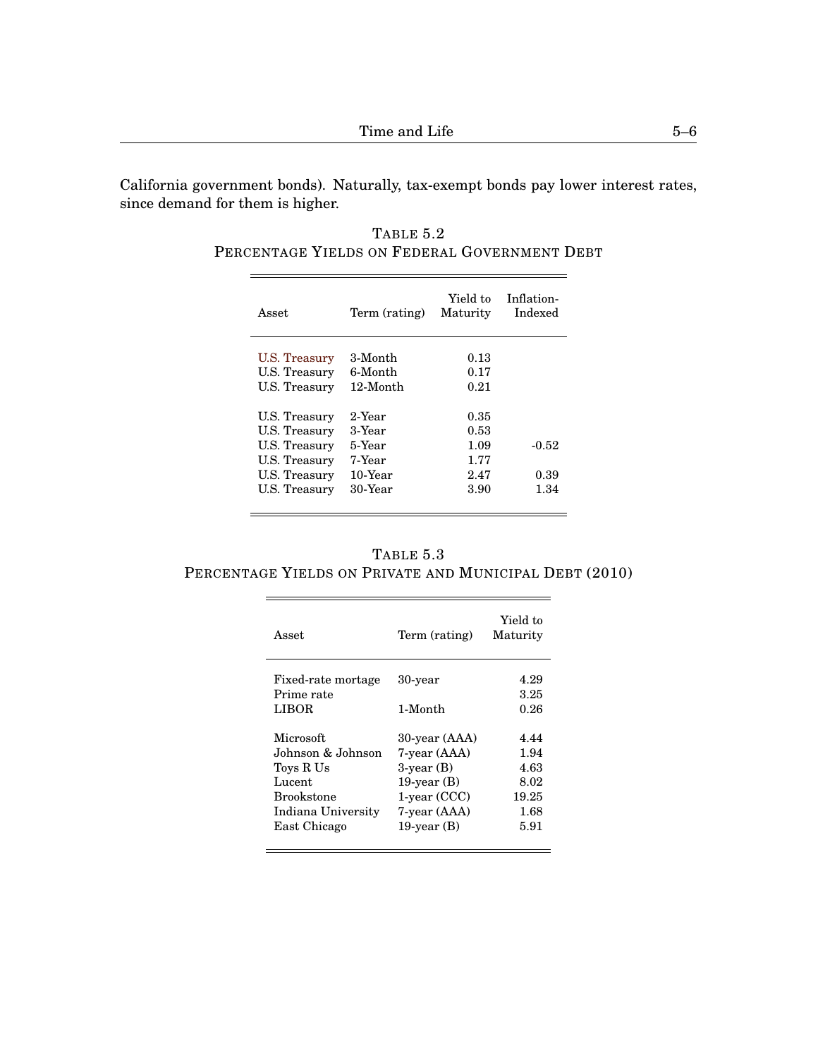California government bonds). Naturally, tax-exempt bonds pay lower interest rates, since demand for them is higher.

TABLE 5.2
PERCENTAGE YIELDS ON FEDERAL GOVERNMENT DEBT

| Asset | Term (rating) | Yield to Maturity | Inflation-Indexed |
|---|---|---|---|
| U.S. Treasury | 3-Month | 0.13 | |
| U.S. Treasury | 6-Month | 0.17 | |
| U.S. Treasury | 12-Month | 0.21 | |
| U.S. Treasury | 2-Year | 0.35 | |
| U.S. Treasury | 3-Year | 0.53 | |
| U.S. Treasury | 5-Year | 1.09 | -0.52 |
| U.S. Treasury | 7-Year | 1.77 | |
| U.S. Treasury | 10-Year | 2.47 | 0.39 |
| U.S. Treasury | 30-Year | 3.90 | 1.34 |

TABLE 5.3
PERCENTAGE YIELDS ON PRIVATE AND MUNICIPAL DEBT (2010)

| Asset | Term (rating) | Yield to Maturity |
|---|---|---|
| Fixed-rate mortage | 30-year | 4.29 |
| Prime rate | | 3.25 |
| LIBOR | 1-Month | 0.26 |
| Microsoft | 30-year (AAA) | 4.44 |
| Johnson & Johnson | 7-year (AAA) | 1.94 |
| Toys R Us | 3-year (B) | 4.63 |
| Lucent | 19-year (B) | 8.02 |
| Brookstone | 1-year (CCC) | 19.25 |
| Indiana University | 7-year (AAA) | 1.68 |
| East Chicago | 19-year (B) | 5.91 |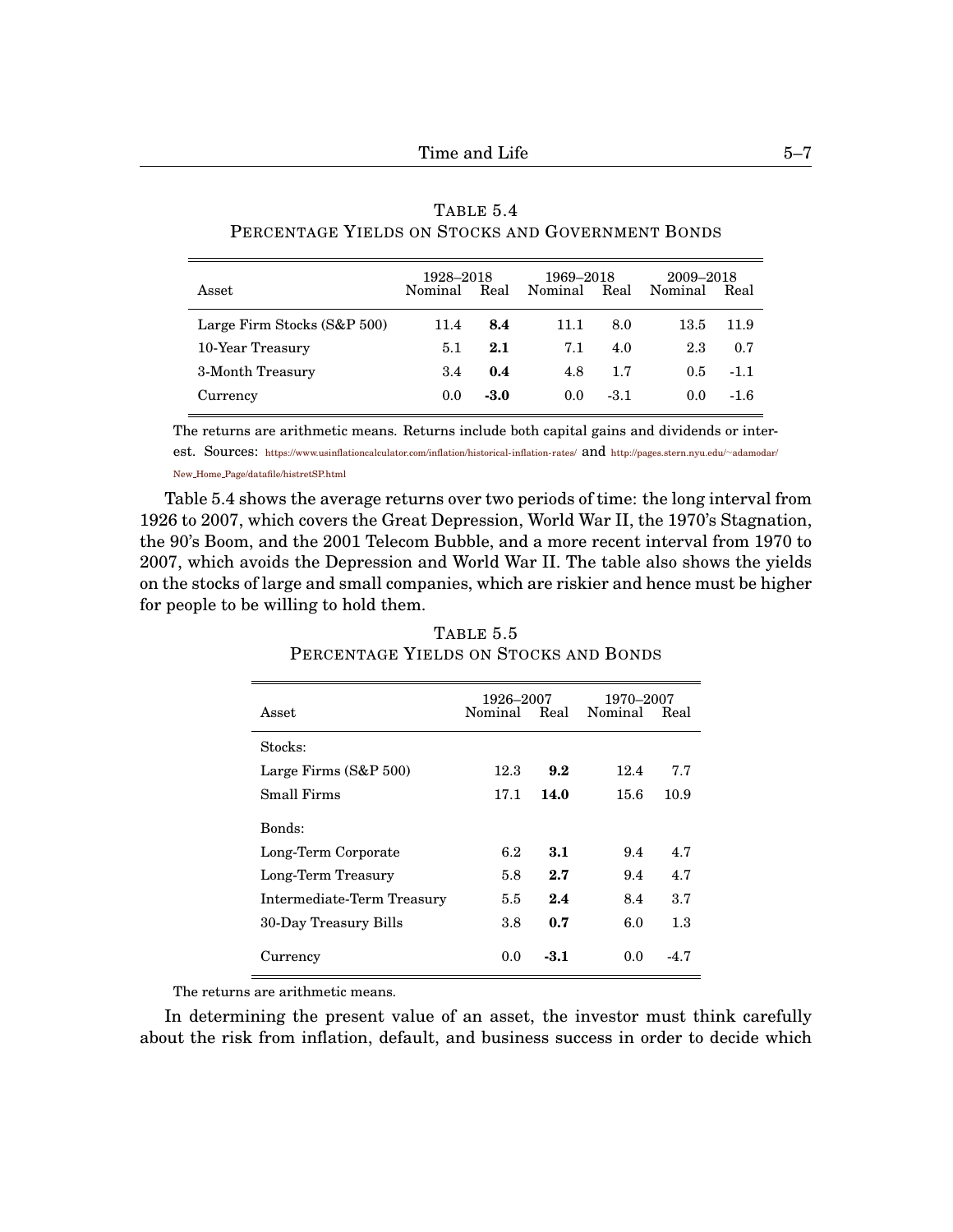TABLE 5.4
PERCENTAGE YIELDS ON STOCKS AND GOVERNMENT BONDS

| Asset | 1928–2018 | | 1969–2018 | | 2009–2018 | |
|---|---|---|---|---|---|---|
| | Nominal | Real | Nominal | Real | Nominal | Real |
| Large Firm Stocks (S&P 500) | 11.4 | **8.4** | 11.1 | 8.0 | 13.5 | 11.9 |
| 10-Year Treasury | 5.1 | **2.1** | 7.1 | 4.0 | 2.3 | 0.7 |
| 3-Month Treasury | 3.4 | **0.4** | 4.8 | 1.7 | 0.5 | -1.1 |
| Currency | 0.0 | **-3.0** | 0.0 | -3.1 | 0.0 | -1.6 |

The returns are arithmetic means. Returns include both capital gains and dividends or interest. Sources: https://www.usinflationcalculator.com/inflation/historical-inflation-rates/ and http://pages.stern.nyu.edu/~adamodar/New_Home_Page/datafile/histretSP.html

Table 5.4 shows the average returns over two periods of time: the long interval from 1926 to 2007, which covers the Great Depression, World War II, the 1970's Stagnation, the 90's Boom, and the 2001 Telecom Bubble, and a more recent interval from 1970 to 2007, which avoids the Depression and World War II. The table also shows the yields on the stocks of large and small companies, which are riskier and hence must be higher for people to be willing to hold them.

TABLE 5.5
PERCENTAGE YIELDS ON STOCKS AND BONDS

| Asset | 1926–2007 | | 1970–2007 | |
|---|---|---|---|---|
| | Nominal | Real | Nominal | Real |
| Stocks: | | | | |
| Large Firms (S&P 500) | 12.3 | **9.2** | 12.4 | 7.7 |
| Small Firms | 17.1 | **14.0** | 15.6 | 10.9 |
| Bonds: | | | | |
| Long-Term Corporate | 6.2 | **3.1** | 9.4 | 4.7 |
| Long-Term Treasury | 5.8 | **2.7** | 9.4 | 4.7 |
| Intermediate-Term Treasury | 5.5 | **2.4** | 8.4 | 3.7 |
| 30-Day Treasury Bills | 3.8 | **0.7** | 6.0 | 1.3 |
| Currency | 0.0 | **-3.1** | 0.0 | -4.7 |

The returns are arithmetic means.

In determining the present value of an asset, the investor must think carefully about the risk from inflation, default, and business success in order to decide which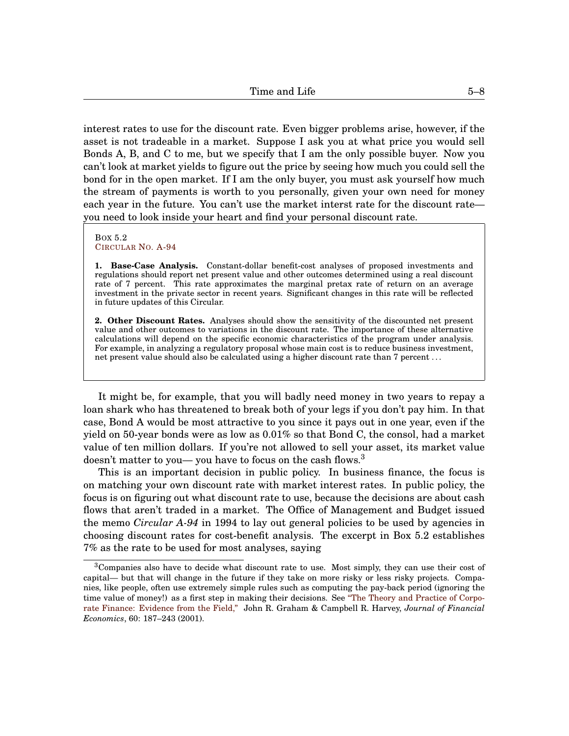interest rates to use for the discount rate. Even bigger problems arise, however, if the asset is not tradeable in a market. Suppose I ask you at what price you would sell Bonds A, B, and C to me, but we specify that I am the only possible buyer. Now you can't look at market yields to figure out the price by seeing how much you could sell the bond for in the open market. If I am the only buyer, you must ask yourself how much the stream of payments is worth to you personally, given your own need for money each year in the future. You can't use the market interst rate for the discount rate— you need to look inside your heart and find your personal discount rate.

> BOX 5.2
> CIRCULAR NO. A-94
>
> **1. Base-Case Analysis.** Constant-dollar benefit-cost analyses of proposed investments and regulations should report net present value and other outcomes determined using a real discount rate of 7 percent. This rate approximates the marginal pretax rate of return on an average investment in the private sector in recent years. Significant changes in this rate will be reflected in future updates of this Circular.
>
> **2. Other Discount Rates.** Analyses should show the sensitivity of the discounted net present value and other outcomes to variations in the discount rate. The importance of these alternative calculations will depend on the specific economic characteristics of the program under analysis. For example, in analyzing a regulatory proposal whose main cost is to reduce business investment, net present value should also be calculated using a higher discount rate than 7 percent . . .

It might be, for example, that you will badly need money in two years to repay a loan shark who has threatened to break both of your legs if you don't pay him. In that case, Bond A would be most attractive to you since it pays out in one year, even if the yield on 50-year bonds were as low as 0.01% so that Bond C, the consol, had a market value of ten million dollars. If you're not allowed to sell your asset, its market value doesn't matter to you— you have to focus on the cash flows.[3]

This is an important decision in public policy. In business finance, the focus is on matching your own discount rate with market interest rates. In public policy, the focus is on figuring out what discount rate to use, because the decisions are about cash flows that aren't traded in a market. The Office of Management and Budget issued the memo *Circular A-94* in 1994 to lay out general policies to be used by agencies in choosing discount rates for cost-benefit analysis. The excerpt in Box 5.2 establishes 7% as the rate to be used for most analyses, saying

[3]Companies also have to decide what discount rate to use. Most simply, they can use their cost of capital— but that will change in the future if they take on more risky or less risky projects. Companies, like people, often use extremely simple rules such as computing the pay-back period (ignoring the time value of money!) as a first step in making their decisions. See "The Theory and Practice of Corporate Finance: Evidence from the Field," John R. Graham & Campbell R. Harvey, *Journal of Financial Economics*, 60: 187–243 (2001).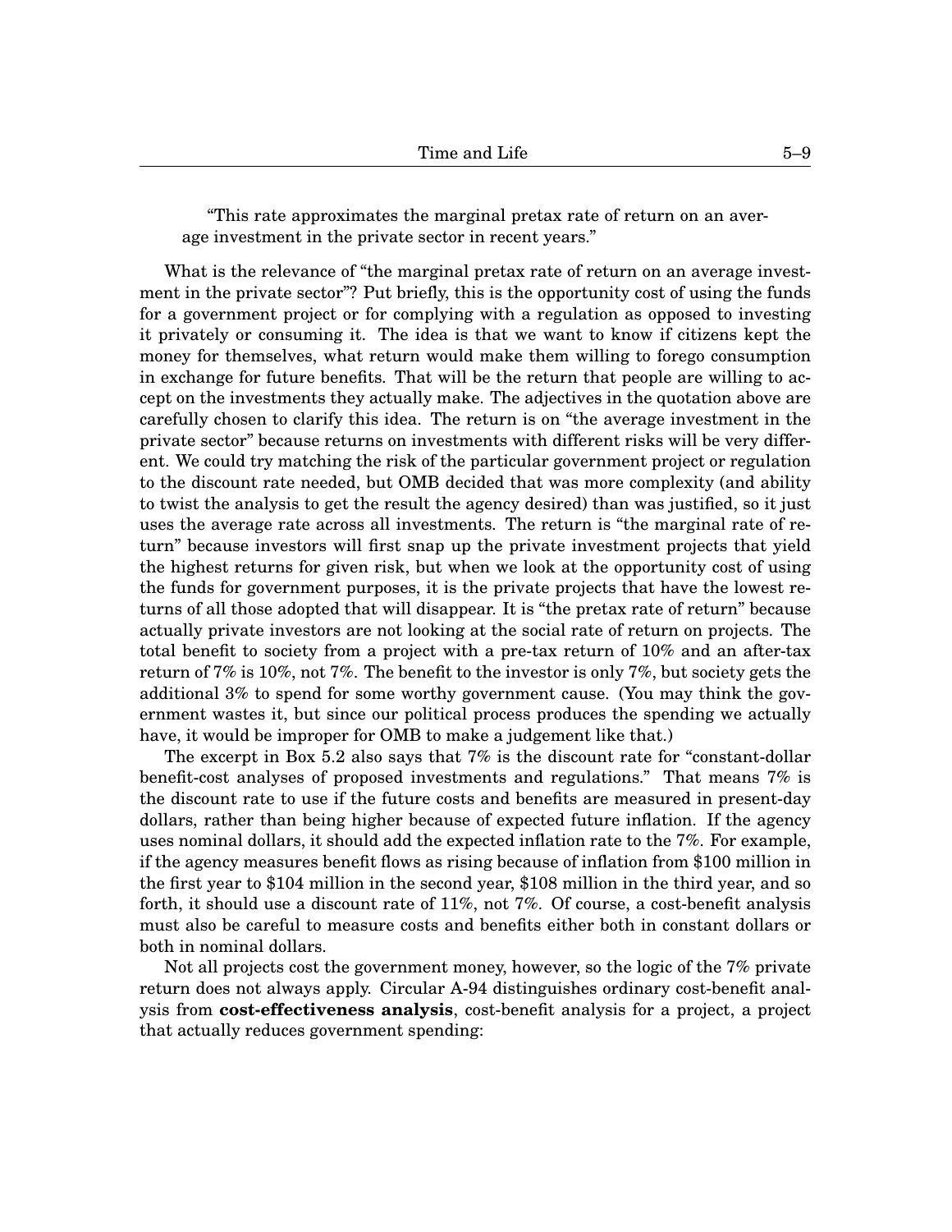> "This rate approximates the marginal pretax rate of return on an average investment in the private sector in recent years."

What is the relevance of "the marginal pretax rate of return on an average investment in the private sector"? Put briefly, this is the opportunity cost of using the funds for a government project or for complying with a regulation as opposed to investing it privately or consuming it. The idea is that we want to know if citizens kept the money for themselves, what return would make them willing to forego consumption in exchange for future benefits. That will be the return that people are willing to accept on the investments they actually make. The adjectives in the quotation above are carefully chosen to clarify this idea. The return is on "the average investment in the private sector" because returns on investments with different risks will be very different. We could try matching the risk of the particular government project or regulation to the discount rate needed, but OMB decided that was more complexity (and ability to twist the analysis to get the result the agency desired) than was justified, so it just uses the average rate across all investments. The return is "the marginal rate of return" because investors will first snap up the private investment projects that yield the highest returns for given risk, but when we look at the opportunity cost of using the funds for government purposes, it is the private projects that have the lowest returns of all those adopted that will disappear. It is "the pretax rate of return" because actually private investors are not looking at the social rate of return on projects. The total benefit to society from a project with a pre-tax return of 10% and an after-tax return of 7% is 10%, not 7%. The benefit to the investor is only 7%, but society gets the additional 3% to spend for some worthy government cause. (You may think the government wastes it, but since our political process produces the spending we actually have, it would be improper for OMB to make a judgement like that.)

The excerpt in Box 5.2 also says that 7% is the discount rate for "constant-dollar benefit-cost analyses of proposed investments and regulations." That means 7% is the discount rate to use if the future costs and benefits are measured in present-day dollars, rather than being higher because of expected future inflation. If the agency uses nominal dollars, it should add the expected inflation rate to the 7%. For example, if the agency measures benefit flows as rising because of inflation from $100 million in the first year to $104 million in the second year, $108 million in the third year, and so forth, it should use a discount rate of 11%, not 7%. Of course, a cost-benefit analysis must also be careful to measure costs and benefits either both in constant dollars or both in nominal dollars.

Not all projects cost the government money, however, so the logic of the 7% private return does not always apply. Circular A-94 distinguishes ordinary cost-benefit analysis from **cost-effectiveness analysis**, cost-benefit analysis for a project, a project that actually reduces government spending: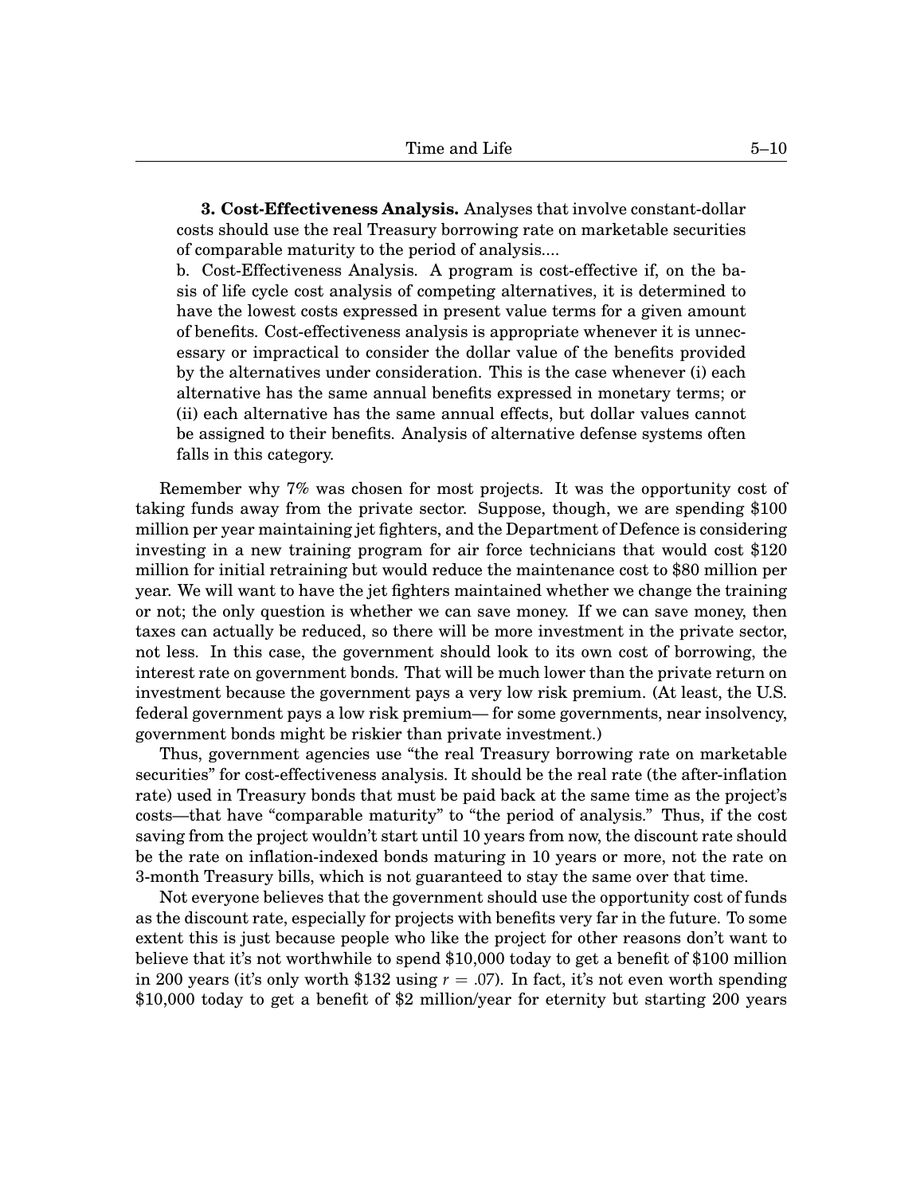> **3. Cost-Effectiveness Analysis.** Analyses that involve constant-dollar costs should use the real Treasury borrowing rate on marketable securities of comparable maturity to the period of analysis....
>
> b. Cost-Effectiveness Analysis. A program is cost-effective if, on the basis of life cycle cost analysis of competing alternatives, it is determined to have the lowest costs expressed in present value terms for a given amount of benefits. Cost-effectiveness analysis is appropriate whenever it is unnecessary or impractical to consider the dollar value of the benefits provided by the alternatives under consideration. This is the case whenever (i) each alternative has the same annual benefits expressed in monetary terms; or (ii) each alternative has the same annual effects, but dollar values cannot be assigned to their benefits. Analysis of alternative defense systems often falls in this category.

Remember why 7% was chosen for most projects. It was the opportunity cost of taking funds away from the private sector. Suppose, though, we are spending $100 million per year maintaining jet fighters, and the Department of Defence is considering investing in a new training program for air force technicians that would cost $120 million for initial retraining but would reduce the maintenance cost to $80 million per year. We will want to have the jet fighters maintained whether we change the training or not; the only question is whether we can save money. If we can save money, then taxes can actually be reduced, so there will be more investment in the private sector, not less. In this case, the government should look to its own cost of borrowing, the interest rate on government bonds. That will be much lower than the private return on investment because the government pays a very low risk premium. (At least, the U.S. federal government pays a low risk premium— for some governments, near insolvency, government bonds might be riskier than private investment.)

Thus, government agencies use "the real Treasury borrowing rate on marketable securities" for cost-effectiveness analysis. It should be the real rate (the after-inflation rate) used in Treasury bonds that must be paid back at the same time as the project's costs—that have "comparable maturity" to "the period of analysis." Thus, if the cost saving from the project wouldn't start until 10 years from now, the discount rate should be the rate on inflation-indexed bonds maturing in 10 years or more, not the rate on 3-month Treasury bills, which is not guaranteed to stay the same over that time.

Not everyone believes that the government should use the opportunity cost of funds as the discount rate, especially for projects with benefits very far in the future. To some extent this is just because people who like the project for other reasons don't want to believe that it's not worthwhile to spend $10,000 today to get a benefit of $100 million in 200 years (it's only worth $132 using $r = .07$). In fact, it's not even worth spending $10,000 today to get a benefit of $2 million/year for eternity but starting 200 years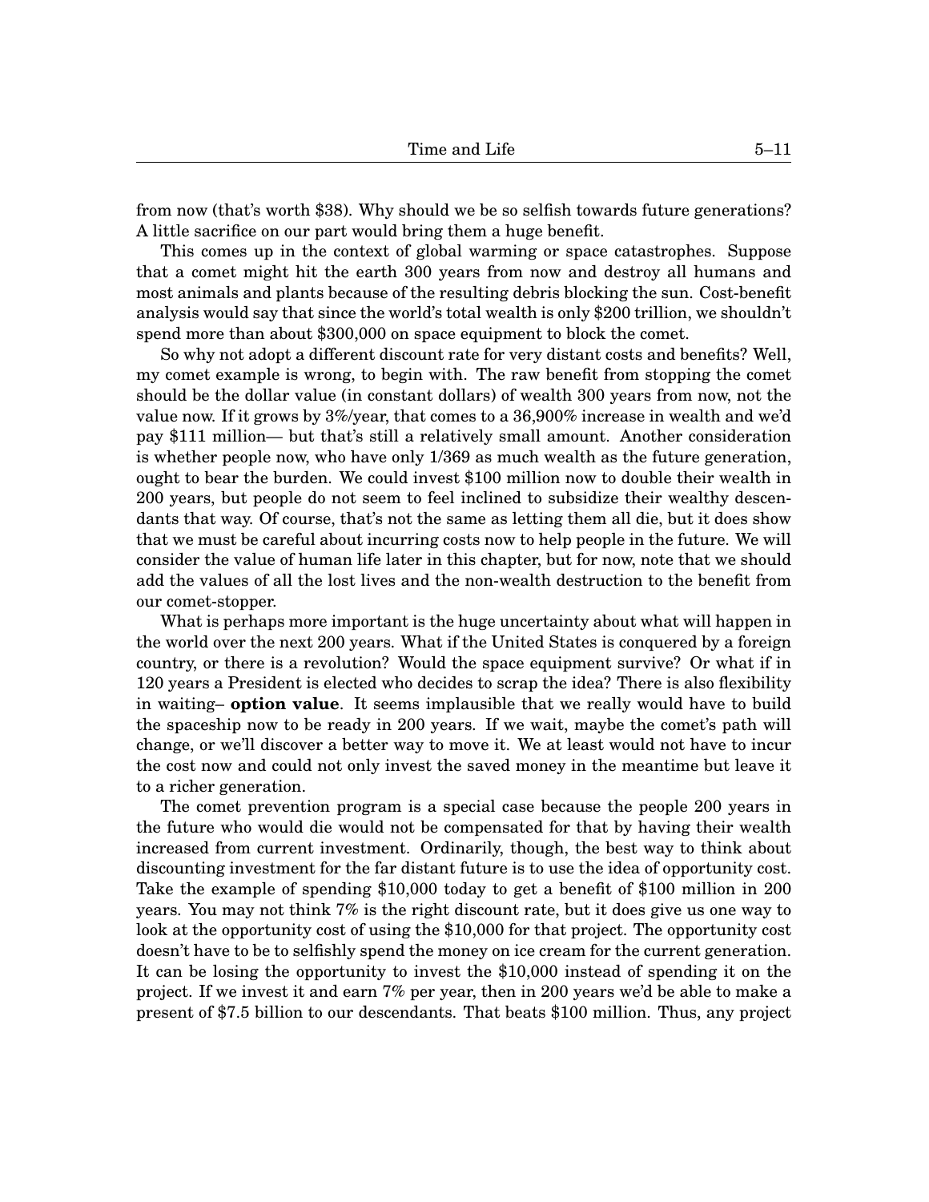from now (that's worth $38). Why should we be so selfish towards future generations? A little sacrifice on our part would bring them a huge benefit.

This comes up in the context of global warming or space catastrophes. Suppose that a comet might hit the earth 300 years from now and destroy all humans and most animals and plants because of the resulting debris blocking the sun. Cost-benefit analysis would say that since the world's total wealth is only $200 trillion, we shouldn't spend more than about $300,000 on space equipment to block the comet.

So why not adopt a different discount rate for very distant costs and benefits? Well, my comet example is wrong, to begin with. The raw benefit from stopping the comet should be the dollar value (in constant dollars) of wealth 300 years from now, not the value now. If it grows by 3%/year, that comes to a 36,900% increase in wealth and we'd pay $111 million— but that's still a relatively small amount. Another consideration is whether people now, who have only 1/369 as much wealth as the future generation, ought to bear the burden. We could invest $100 million now to double their wealth in 200 years, but people do not seem to feel inclined to subsidize their wealthy descendants that way. Of course, that's not the same as letting them all die, but it does show that we must be careful about incurring costs now to help people in the future. We will consider the value of human life later in this chapter, but for now, note that we should add the values of all the lost lives and the non-wealth destruction to the benefit from our comet-stopper.

What is perhaps more important is the huge uncertainty about what will happen in the world over the next 200 years. What if the United States is conquered by a foreign country, or there is a revolution? Would the space equipment survive? Or what if in 120 years a President is elected who decides to scrap the idea? There is also flexibility in waiting– **option value**. It seems implausible that we really would have to build the spaceship now to be ready in 200 years. If we wait, maybe the comet's path will change, or we'll discover a better way to move it. We at least would not have to incur the cost now and could not only invest the saved money in the meantime but leave it to a richer generation.

The comet prevention program is a special case because the people 200 years in the future who would die would not be compensated for that by having their wealth increased from current investment. Ordinarily, though, the best way to think about discounting investment for the far distant future is to use the idea of opportunity cost. Take the example of spending $10,000 today to get a benefit of $100 million in 200 years. You may not think 7% is the right discount rate, but it does give us one way to look at the opportunity cost of using the $10,000 for that project. The opportunity cost doesn't have to be to selfishly spend the money on ice cream for the current generation. It can be losing the opportunity to invest the $10,000 instead of spending it on the project. If we invest it and earn 7% per year, then in 200 years we'd be able to make a present of $7.5 billion to our descendants. That beats $100 million. Thus, any project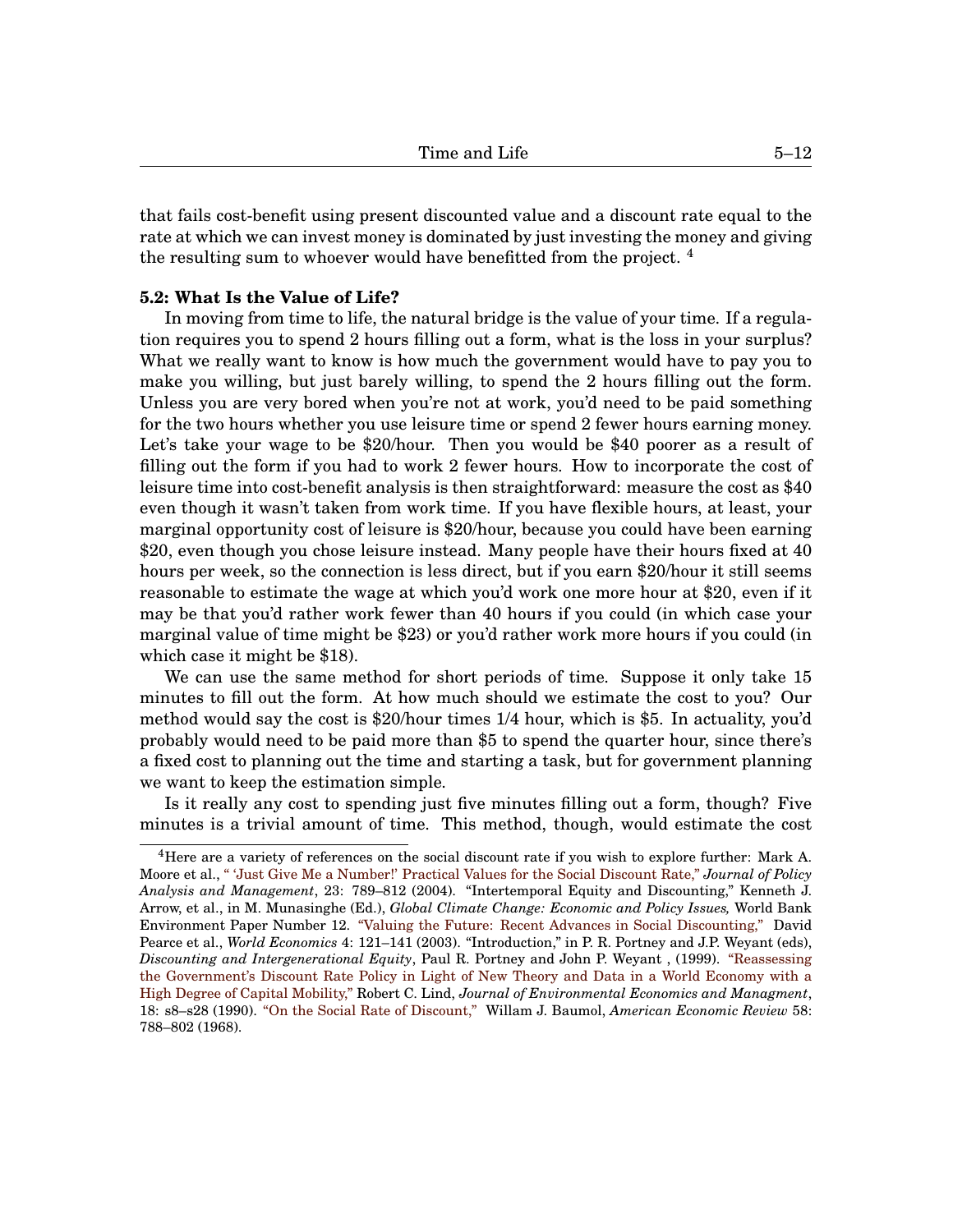that fails cost-benefit using present discounted value and a discount rate equal to the rate at which we can invest money is dominated by just investing the money and giving the resulting sum to whoever would have benefitted from the project. [4]

**5.2: What Is the Value of Life?**

In moving from time to life, the natural bridge is the value of your time. If a regulation requires you to spend 2 hours filling out a form, what is the loss in your surplus? What we really want to know is how much the government would have to pay you to make you willing, but just barely willing, to spend the 2 hours filling out the form. Unless you are very bored when you're not at work, you'd need to be paid something for the two hours whether you use leisure time or spend 2 fewer hours earning money. Let's take your wage to be $20/hour. Then you would be $40 poorer as a result of filling out the form if you had to work 2 fewer hours. How to incorporate the cost of leisure time into cost-benefit analysis is then straightforward: measure the cost as $40 even though it wasn't taken from work time. If you have flexible hours, at least, your marginal opportunity cost of leisure is $20/hour, because you could have been earning $20, even though you chose leisure instead. Many people have their hours fixed at 40 hours per week, so the connection is less direct, but if you earn $20/hour it still seems reasonable to estimate the wage at which you'd work one more hour at $20, even if it may be that you'd rather work fewer than 40 hours if you could (in which case your marginal value of time might be $23) or you'd rather work more hours if you could (in which case it might be $18).

We can use the same method for short periods of time. Suppose it only take 15 minutes to fill out the form. At how much should we estimate the cost to you? Our method would say the cost is $20/hour times 1/4 hour, which is $5. In actuality, you'd probably would need to be paid more than $5 to spend the quarter hour, since there's a fixed cost to planning out the time and starting a task, but for government planning we want to keep the estimation simple.

Is it really any cost to spending just five minutes filling out a form, though? Five minutes is a trivial amount of time. This method, though, would estimate the cost

---

[4] Here are a variety of references on the social discount rate if you wish to explore further: Mark A. Moore et al., " 'Just Give Me a Number!' Practical Values for the Social Discount Rate," *Journal of Policy Analysis and Management*, 23: 789–812 (2004). "Intertemporal Equity and Discounting," Kenneth J. Arrow, et al., in M. Munasinghe (Ed.), *Global Climate Change: Economic and Policy Issues,* World Bank Environment Paper Number 12. "Valuing the Future: Recent Advances in Social Discounting," David Pearce et al., *World Economics* 4: 121–141 (2003). "Introduction," in P. R. Portney and J.P. Weyant (eds), *Discounting and Intergenerational Equity*, Paul R. Portney and John P. Weyant , (1999). "Reassessing the Government's Discount Rate Policy in Light of New Theory and Data in a World Economy with a High Degree of Capital Mobility," Robert C. Lind, *Journal of Environmental Economics and Managment*, 18: s8–s28 (1990). "On the Social Rate of Discount," Willam J. Baumol, *American Economic Review* 58: 788–802 (1968).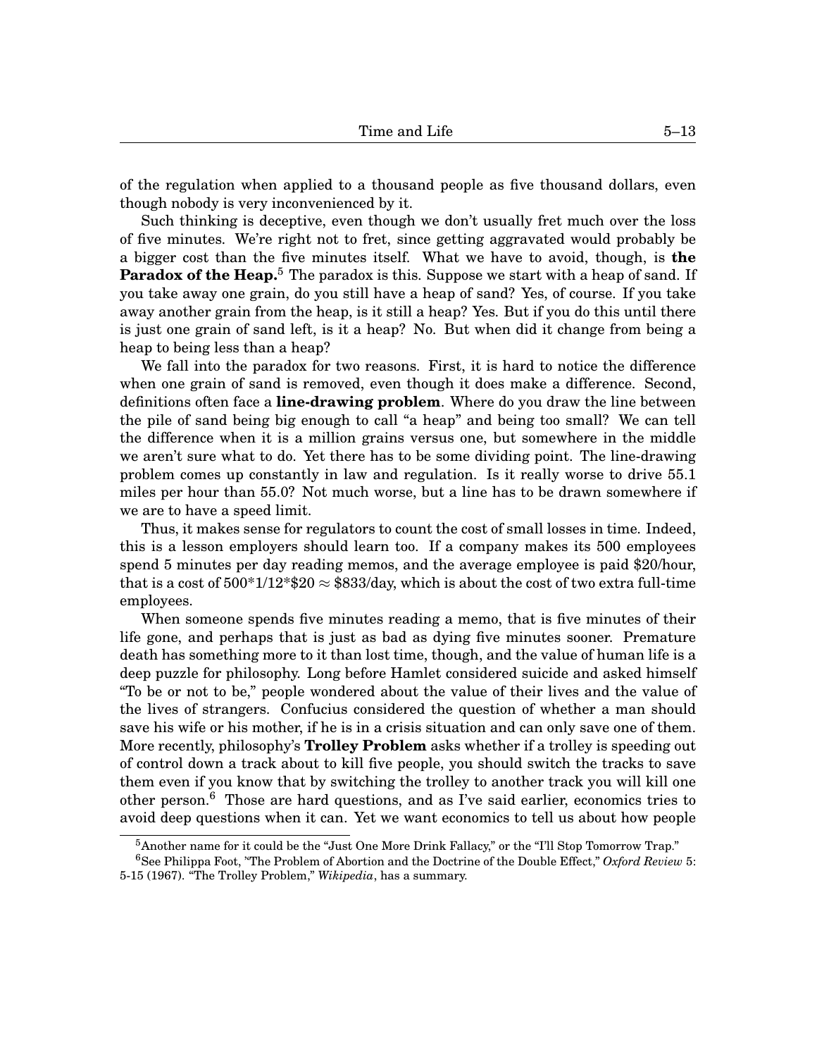of the regulation when applied to a thousand people as five thousand dollars, even though nobody is very inconvenienced by it.

Such thinking is deceptive, even though we don't usually fret much over the loss of five minutes. We're right not to fret, since getting aggravated would probably be a bigger cost than the five minutes itself. What we have to avoid, though, is **the Paradox of the Heap.**[5] The paradox is this. Suppose we start with a heap of sand. If you take away one grain, do you still have a heap of sand? Yes, of course. If you take away another grain from the heap, is it still a heap? Yes. But if you do this until there is just one grain of sand left, is it a heap? No. But when did it change from being a heap to being less than a heap?

We fall into the paradox for two reasons. First, it is hard to notice the difference when one grain of sand is removed, even though it does make a difference. Second, definitions often face a **line-drawing problem**. Where do you draw the line between the pile of sand being big enough to call "a heap" and being too small? We can tell the difference when it is a million grains versus one, but somewhere in the middle we aren't sure what to do. Yet there has to be some dividing point. The line-drawing problem comes up constantly in law and regulation. Is it really worse to drive 55.1 miles per hour than 55.0? Not much worse, but a line has to be drawn somewhere if we are to have a speed limit.

Thus, it makes sense for regulators to count the cost of small losses in time. Indeed, this is a lesson employers should learn too. If a company makes its 500 employees spend 5 minutes per day reading memos, and the average employee is paid \$20/hour, that is a cost of $500*1/12*\$20 \approx \$833$/day, which is about the cost of two extra full-time employees.

When someone spends five minutes reading a memo, that is five minutes of their life gone, and perhaps that is just as bad as dying five minutes sooner. Premature death has something more to it than lost time, though, and the value of human life is a deep puzzle for philosophy. Long before Hamlet considered suicide and asked himself "To be or not to be," people wondered about the value of their lives and the value of the lives of strangers. Confucius considered the question of whether a man should save his wife or his mother, if he is in a crisis situation and can only save one of them. More recently, philosophy's **Trolley Problem** asks whether if a trolley is speeding out of control down a track about to kill five people, you should switch the tracks to save them even if you know that by switching the trolley to another track you will kill one other person.[6] Those are hard questions, and as I've said earlier, economics tries to avoid deep questions when it can. Yet we want economics to tell us about how people

---

[5] Another name for it could be the "Just One More Drink Fallacy," or the "I'll Stop Tomorrow Trap."

[6] See Philippa Foot, "The Problem of Abortion and the Doctrine of the Double Effect," *Oxford Review* 5: 5-15 (1967). "The Trolley Problem," *Wikipedia*, has a summary.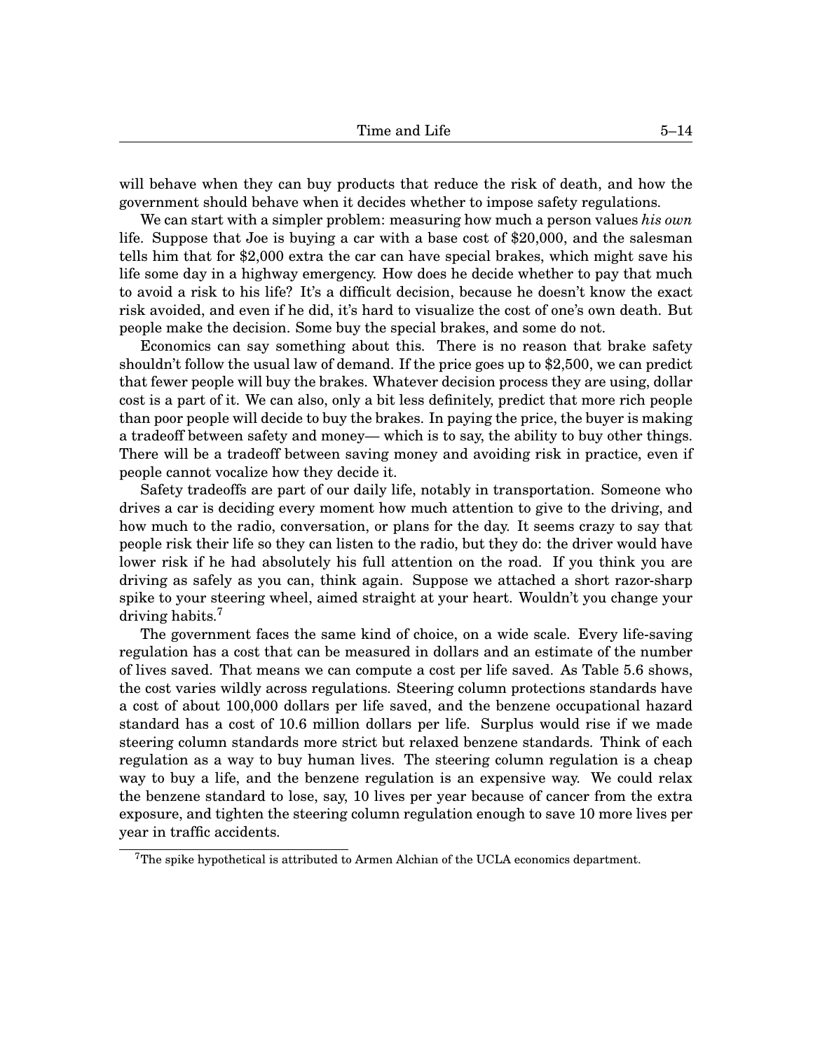will behave when they can buy products that reduce the risk of death, and how the government should behave when it decides whether to impose safety regulations.

We can start with a simpler problem: measuring how much a person values *his own* life. Suppose that Joe is buying a car with a base cost of $20,000, and the salesman tells him that for $2,000 extra the car can have special brakes, which might save his life some day in a highway emergency. How does he decide whether to pay that much to avoid a risk to his life? It's a difficult decision, because he doesn't know the exact risk avoided, and even if he did, it's hard to visualize the cost of one's own death. But people make the decision. Some buy the special brakes, and some do not.

Economics can say something about this. There is no reason that brake safety shouldn't follow the usual law of demand. If the price goes up to $2,500, we can predict that fewer people will buy the brakes. Whatever decision process they are using, dollar cost is a part of it. We can also, only a bit less definitely, predict that more rich people than poor people will decide to buy the brakes. In paying the price, the buyer is making a tradeoff between safety and money— which is to say, the ability to buy other things. There will be a tradeoff between saving money and avoiding risk in practice, even if people cannot vocalize how they decide it.

Safety tradeoffs are part of our daily life, notably in transportation. Someone who drives a car is deciding every moment how much attention to give to the driving, and how much to the radio, conversation, or plans for the day. It seems crazy to say that people risk their life so they can listen to the radio, but they do: the driver would have lower risk if he had absolutely his full attention on the road. If you think you are driving as safely as you can, think again. Suppose we attached a short razor-sharp spike to your steering wheel, aimed straight at your heart. Wouldn't you change your driving habits.[7]

The government faces the same kind of choice, on a wide scale. Every life-saving regulation has a cost that can be measured in dollars and an estimate of the number of lives saved. That means we can compute a cost per life saved. As Table 5.6 shows, the cost varies wildly across regulations. Steering column protections standards have a cost of about 100,000 dollars per life saved, and the benzene occupational hazard standard has a cost of 10.6 million dollars per life. Surplus would rise if we made steering column standards more strict but relaxed benzene standards. Think of each regulation as a way to buy human lives. The steering column regulation is a cheap way to buy a life, and the benzene regulation is an expensive way. We could relax the benzene standard to lose, say, 10 lives per year because of cancer from the extra exposure, and tighten the steering column regulation enough to save 10 more lives per year in traffic accidents.

[7]The spike hypothetical is attributed to Armen Alchian of the UCLA economics department.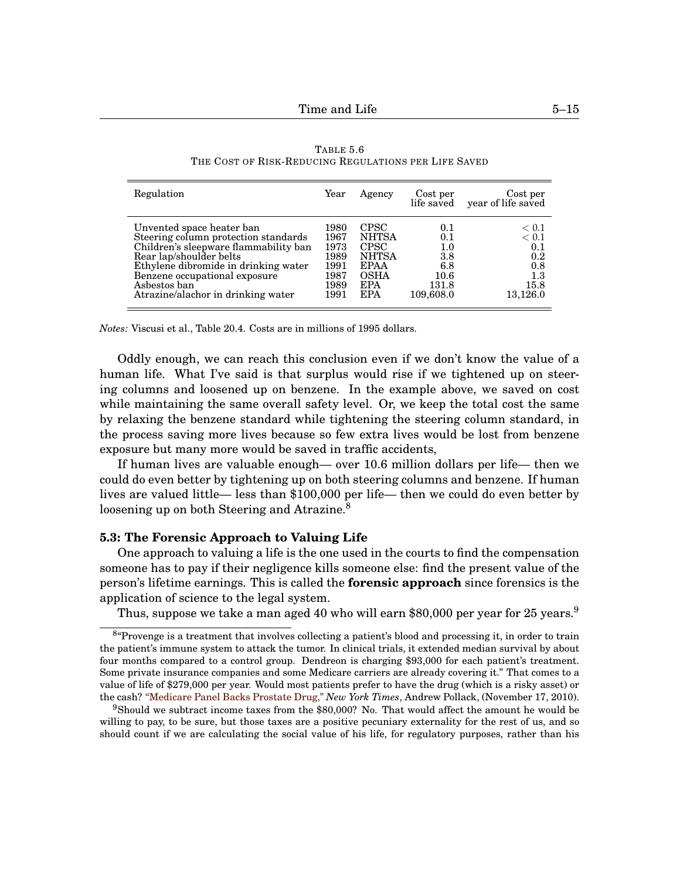Table 5.6
The Cost of Risk-Reducing Regulations per Life Saved

| Regulation | Year | Agency | Cost per life saved | Cost per year of life saved |
|---|---|---|---|---|
| Unvented space heater ban | 1980 | CPSC | 0.1 | $< 0.1$ |
| Steering column protection standards | 1967 | NHTSA | 0.1 | $< 0.1$ |
| Children's sleepware flammability ban | 1973 | CPSC | 1.0 | 0.1 |
| Rear lap/shoulder belts | 1989 | NHTSA | 3.8 | 0.2 |
| Ethylene dibromide in drinking water | 1991 | EPAA | 6.8 | 0.8 |
| Benzene occupational exposure | 1987 | OSHA | 10.6 | 1.3 |
| Asbestos ban | 1989 | EPA | 131.8 | 15.8 |
| Atrazine/alachor in drinking water | 1991 | EPA | 109,608.0 | 13,126.0 |

*Notes:* Viscusi et al., Table 20.4. Costs are in millions of 1995 dollars.

Oddly enough, we can reach this conclusion even if we don't know the value of a human life. What I've said is that surplus would rise if we tightened up on steering columns and loosened up on benzene. In the example above, we saved on cost while maintaining the same overall safety level. Or, we keep the total cost the same by relaxing the benzene standard while tightening the steering column standard, in the process saving more lives because so few extra lives would be lost from benzene exposure but many more would be saved in traffic accidents,

If human lives are valuable enough— over 10.6 million dollars per life— then we could do even better by tightening up on both steering columns and benzene. If human lives are valued little— less than $100,000 per life— then we could do even better by loosening up on both Steering and Atrazine.[8]

**5.3: The Forensic Approach to Valuing Life**

One approach to valuing a life is the one used in the courts to find the compensation someone has to pay if their negligence kills someone else: find the present value of the person's lifetime earnings. This is called the **forensic approach** since forensics is the application of science to the legal system.

Thus, suppose we take a man aged 40 who will earn $80,000 per year for 25 years.[9]

[8] "Provenge is a treatment that involves collecting a patient's blood and processing it, in order to train the patient's immune system to attack the tumor. In clinical trials, it extended median survival by about four months compared to a control group. Dendreon is charging $93,000 for each patient's treatment. Some private insurance companies and some Medicare carriers are already covering it." That comes to a value of life of $279,000 per year. Would most patients prefer to have the drug (which is a risky asset) or the cash? "Medicare Panel Backs Prostate Drug," *New York Times*, Andrew Pollack, (November 17, 2010).

[9] Should we subtract income taxes from the $80,000? No. That would affect the amount he would be willing to pay, to be sure, but those taxes are a positive pecuniary externality for the rest of us, and so should count if we are calculating the social value of his life, for regulatory purposes, rather than his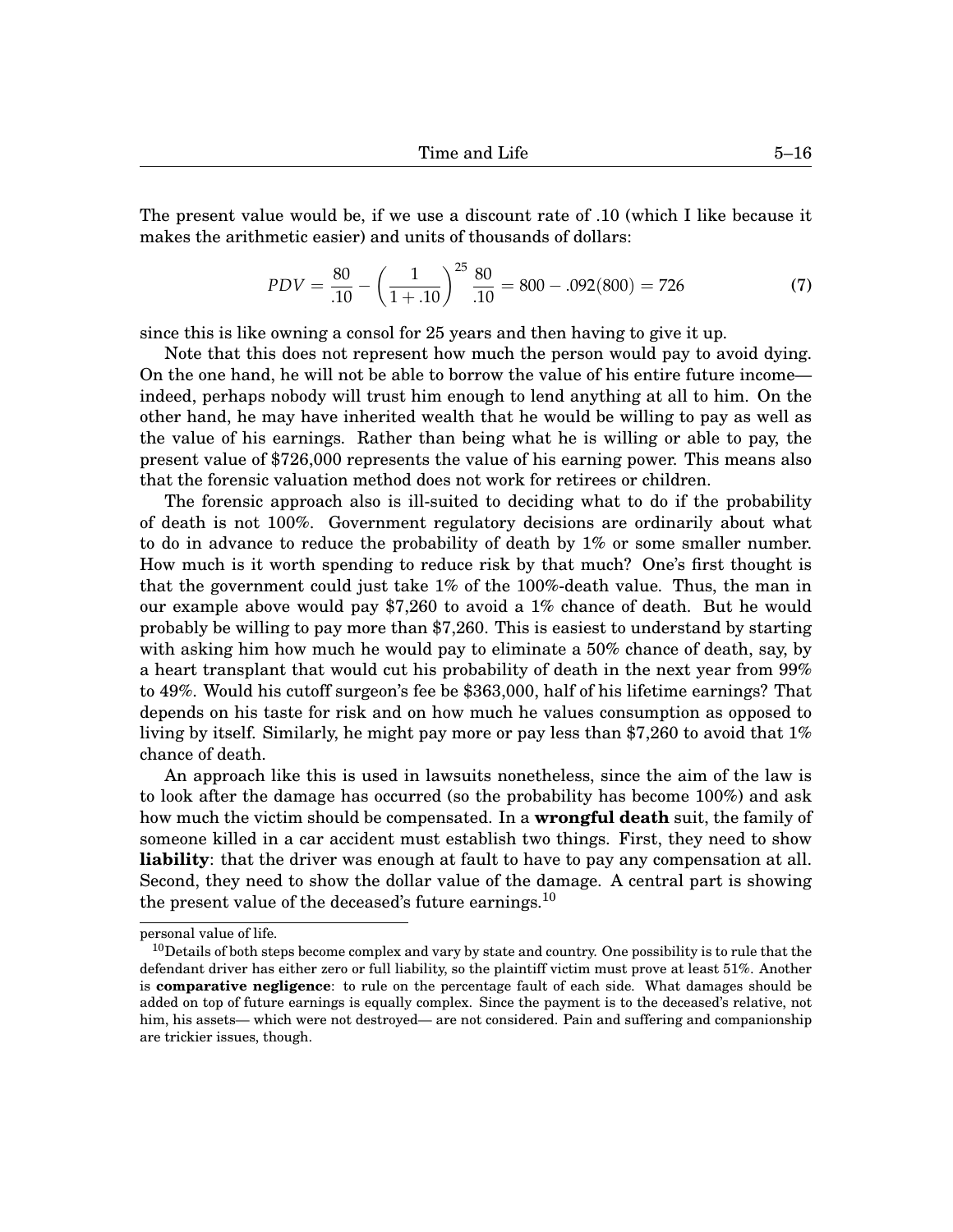The present value would be, if we use a discount rate of .10 (which I like because it makes the arithmetic easier) and units of thousands of dollars:

$$PDV = \frac{80}{.10} - \left(\frac{1}{1+.10}\right)^{25}\frac{80}{.10} = 800 - .092(800) = 726 \tag{7}$$

since this is like owning a consol for 25 years and then having to give it up.

Note that this does not represent how much the person would pay to avoid dying. On the one hand, he will not be able to borrow the value of his entire future income— indeed, perhaps nobody will trust him enough to lend anything at all to him. On the other hand, he may have inherited wealth that he would be willing to pay as well as the value of his earnings. Rather than being what he is willing or able to pay, the present value of $726,000 represents the value of his earning power. This means also that the forensic valuation method does not work for retirees or children.

The forensic approach also is ill-suited to deciding what to do if the probability of death is not 100%. Government regulatory decisions are ordinarily about what to do in advance to reduce the probability of death by 1% or some smaller number. How much is it worth spending to reduce risk by that much? One's first thought is that the government could just take 1% of the 100%-death value. Thus, the man in our example above would pay $7,260 to avoid a 1% chance of death. But he would probably be willing to pay more than $7,260. This is easiest to understand by starting with asking him how much he would pay to eliminate a 50% chance of death, say, by a heart transplant that would cut his probability of death in the next year from 99% to 49%. Would his cutoff surgeon's fee be $363,000, half of his lifetime earnings? That depends on his taste for risk and on how much he values consumption as opposed to living by itself. Similarly, he might pay more or pay less than $7,260 to avoid that 1% chance of death.

An approach like this is used in lawsuits nonetheless, since the aim of the law is to look after the damage has occurred (so the probability has become 100%) and ask how much the victim should be compensated. In a **wrongful death** suit, the family of someone killed in a car accident must establish two things. First, they need to show **liability**: that the driver was enough at fault to have to pay any compensation at all. Second, they need to show the dollar value of the damage. A central part is showing the present value of the deceased's future earnings.[10]

---

personal value of life.

[10] Details of both steps become complex and vary by state and country. One possibility is to rule that the defendant driver has either zero or full liability, so the plaintiff victim must prove at least 51%. Another is **comparative negligence**: to rule on the percentage fault of each side. What damages should be added on top of future earnings is equally complex. Since the payment is to the deceased's relative, not him, his assets— which were not destroyed— are not considered. Pain and suffering and companionship are trickier issues, though.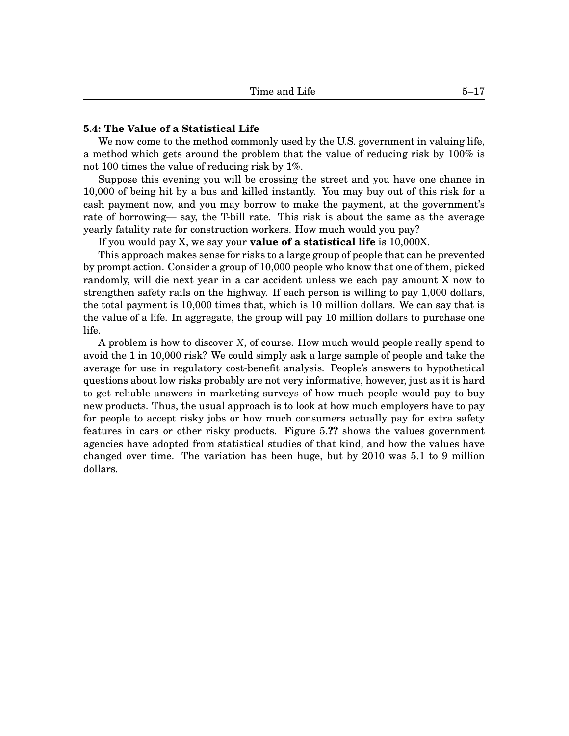**5.4: The Value of a Statistical Life**

We now come to the method commonly used by the U.S. government in valuing life, a method which gets around the problem that the value of reducing risk by 100% is not 100 times the value of reducing risk by 1%.

Suppose this evening you will be crossing the street and you have one chance in 10,000 of being hit by a bus and killed instantly. You may buy out of this risk for a cash payment now, and you may borrow to make the payment, at the government's rate of borrowing— say, the T-bill rate. This risk is about the same as the average yearly fatality rate for construction workers. How much would you pay?

If you would pay X, we say your **value of a statistical life** is 10,000X.

This approach makes sense for risks to a large group of people that can be prevented by prompt action. Consider a group of 10,000 people who know that one of them, picked randomly, will die next year in a car accident unless we each pay amount X now to strengthen safety rails on the highway. If each person is willing to pay 1,000 dollars, the total payment is 10,000 times that, which is 10 million dollars. We can say that is the value of a life. In aggregate, the group will pay 10 million dollars to purchase one life.

A problem is how to discover $X$, of course. How much would people really spend to avoid the 1 in 10,000 risk? We could simply ask a large sample of people and take the average for use in regulatory cost-benefit analysis. People's answers to hypothetical questions about low risks probably are not very informative, however, just as it is hard to get reliable answers in marketing surveys of how much people would pay to buy new products. Thus, the usual approach is to look at how much employers have to pay for people to accept risky jobs or how much consumers actually pay for extra safety features in cars or other risky products. Figure 5.**??** shows the values government agencies have adopted from statistical studies of that kind, and how the values have changed over time. The variation has been huge, but by 2010 was 5.1 to 9 million dollars.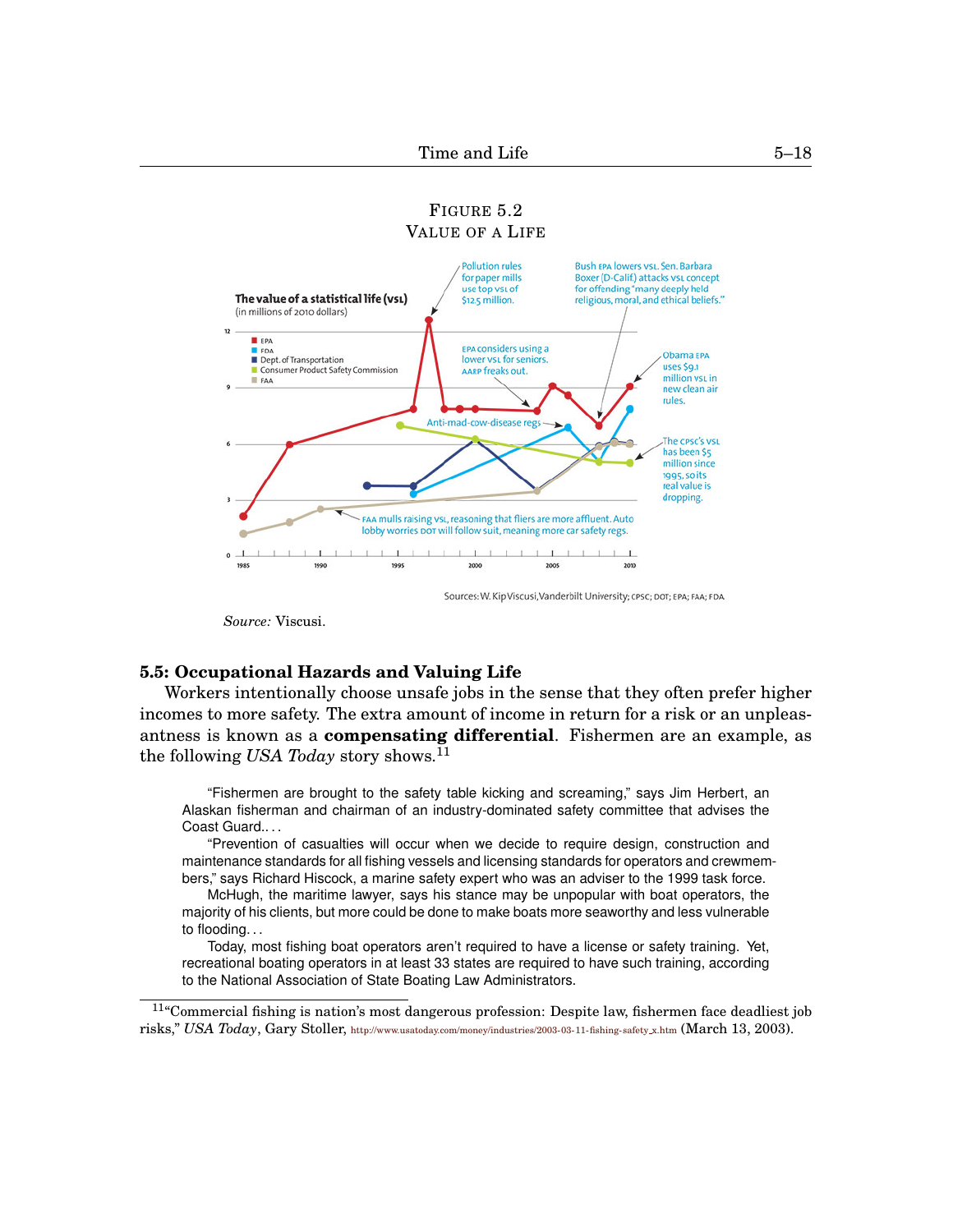FIGURE 5.2
VALUE OF A LIFE

Source: Viscusi.

### 5.5: Occupational Hazards and Valuing Life

Workers intentionally choose unsafe jobs in the sense that they often prefer higher incomes to more safety. The extra amount of income in return for a risk or an unpleasantness is known as a **compensating differential**. Fishermen are an example, as the following *USA Today* story shows.[11]

> "Fishermen are brought to the safety table kicking and screaming," says Jim Herbert, an Alaskan fisherman and chairman of an industry-dominated safety committee that advises the Coast Guard.. . .
>
> "Prevention of casualties will occur when we decide to require design, construction and maintenance standards for all fishing vessels and licensing standards for operators and crewmembers," says Richard Hiscock, a marine safety expert who was an adviser to the 1999 task force.
>
> McHugh, the maritime lawyer, says his stance may be unpopular with boat operators, the majority of his clients, but more could be done to make boats more seaworthy and less vulnerable to flooding. . .
>
> Today, most fishing boat operators aren't required to have a license or safety training. Yet, recreational boating operators in at least 33 states are required to have such training, according to the National Association of State Boating Law Administrators.

[11] "Commercial fishing is nation's most dangerous profession: Despite law, fishermen face deadliest job risks," *USA Today*, Gary Stoller, http://www.usatoday.com/money/industries/2003-03-11-fishing-safety_x.htm (March 13, 2003).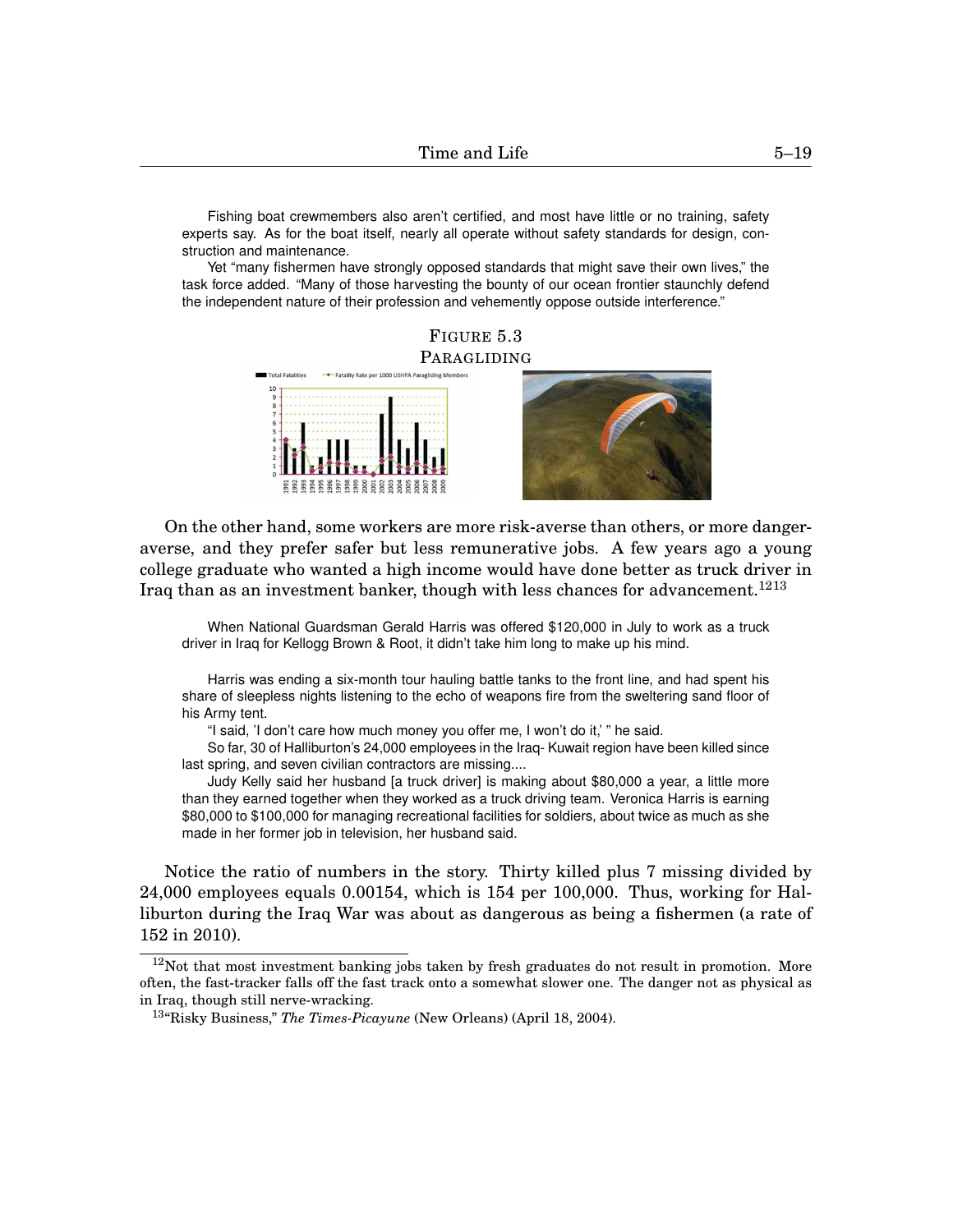> Fishing boat crewmembers also aren't certified, and most have little or no training, safety experts say. As for the boat itself, nearly all operate without safety standards for design, construction and maintenance.
>
> Yet "many fishermen have strongly opposed standards that might save their own lives," the task force added. "Many of those harvesting the bounty of our ocean frontier staunchly defend the independent nature of their profession and vehemently oppose outside interference."

FIGURE 5.3
PARAGLIDING

On the other hand, some workers are more risk-averse than others, or more danger-averse, and they prefer safer but less remunerative jobs. A few years ago a young college graduate who wanted a high income would have done better as truck driver in Iraq than as an investment banker, though with less chances for advancement.[12][13]

> When National Guardsman Gerald Harris was offered $120,000 in July to work as a truck driver in Iraq for Kellogg Brown & Root, it didn't take him long to make up his mind.
>
> Harris was ending a six-month tour hauling battle tanks to the front line, and had spent his share of sleepless nights listening to the echo of weapons fire from the sweltering sand floor of his Army tent.
>
> "I said, 'I don't care how much money you offer me, I won't do it,' " he said.
>
> So far, 30 of Halliburton's 24,000 employees in the Iraq- Kuwait region have been killed since last spring, and seven civilian contractors are missing....
>
> Judy Kelly said her husband [a truck driver] is making about $80,000 a year, a little more than they earned together when they worked as a truck driving team. Veronica Harris is earning $80,000 to $100,000 for managing recreational facilities for soldiers, about twice as much as she made in her former job in television, her husband said.

Notice the ratio of numbers in the story. Thirty killed plus 7 missing divided by 24,000 employees equals 0.00154, which is 154 per 100,000. Thus, working for Halliburton during the Iraq War was about as dangerous as being a fishermen (a rate of 152 in 2010).

---

[12] Not that most investment banking jobs taken by fresh graduates do not result in promotion. More often, the fast-tracker falls off the fast track onto a somewhat slower one. The danger not as physical as in Iraq, though still nerve-wracking.

[13] "Risky Business," *The Times-Picayune* (New Orleans) (April 18, 2004).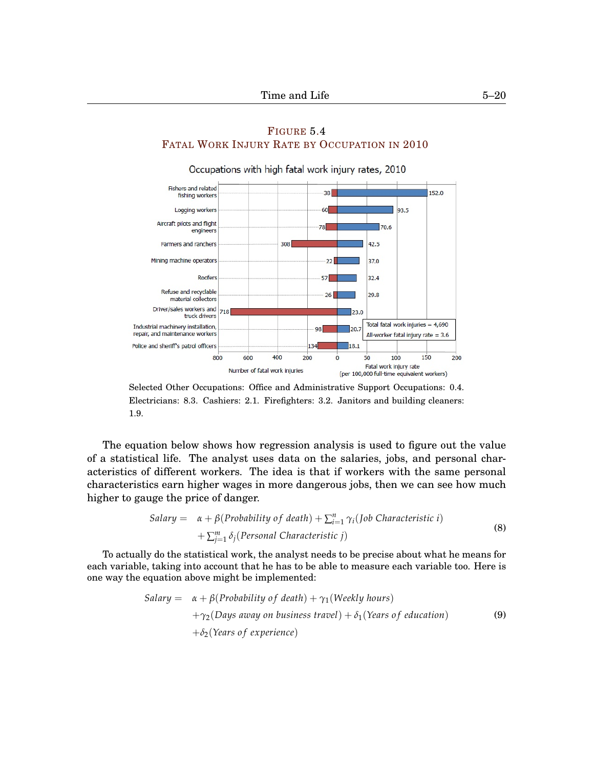FIGURE 5.4
FATAL WORK INJURY RATE BY OCCUPATION IN 2010

Occupations with high fatal work injury rates, 2010

| Occupation | Number of fatal work injuries | Fatal work injury rate (per 100,000 full-time equivalent workers) |
| --- | --- | --- |
| Fishers and related fishing workers | 38 | 152.0 |
| Logging workers | 60 | 93.5 |
| Aircraft pilots and flight engineers | 78 | 70.6 |
| Farmers and ranchers | 308 | 42.5 |
| Mining machine operators | 22 | 37.0 |
| Roofers | 57 | 32.4 |
| Refuse and recyclable material collectors | 26 | 29.8 |
| Driver/sales workers and truck drivers | 718 | 23.0 |
| Industrial machinery installation, repair, and maintenance workers | 98 | 20.7 |
| Police and sheriff's patrol officers | 134 | 18.1 |

Total fatal work injuries = 4,690
All-worker fatal injury rate = 3.6

Selected Other Occupations: Office and Administrative Support Occupations: 0.4. Electricians: 8.3. Cashiers: 2.1. Firefighters: 3.2. Janitors and building cleaners: 1.9.

The equation below shows how regression analysis is used to figure out the value of a statistical life. The analyst uses data on the salaries, jobs, and personal characteristics of different workers. The idea is that if workers with the same personal characteristics earn higher wages in more dangerous jobs, then we can see how much higher to gauge the price of danger.

$$
\begin{aligned}
Salary = \; & \alpha + \beta(Probability\ of\ death) + \textstyle\sum_{i=1}^{n} \gamma_i(Job\ Characteristic\ i) \\
& + \textstyle\sum_{j=1}^{m} \delta_j(Personal\ Characteristic\ j)
\end{aligned} \tag{8}
$$

To actually do the statistical work, the analyst needs to be precise about what he means for each variable, taking into account that he has to be able to measure each variable too. Here is one way the equation above might be implemented:

$$
\begin{aligned}
Salary = \; & \alpha + \beta(Probability\ of\ death) + \gamma_1(Weekly\ hours) \\
& + \gamma_2(Days\ away\ on\ business\ travel) + \delta_1(Years\ of\ education) \\
& + \delta_2(Years\ of\ experience)
\end{aligned} \tag{9}
$$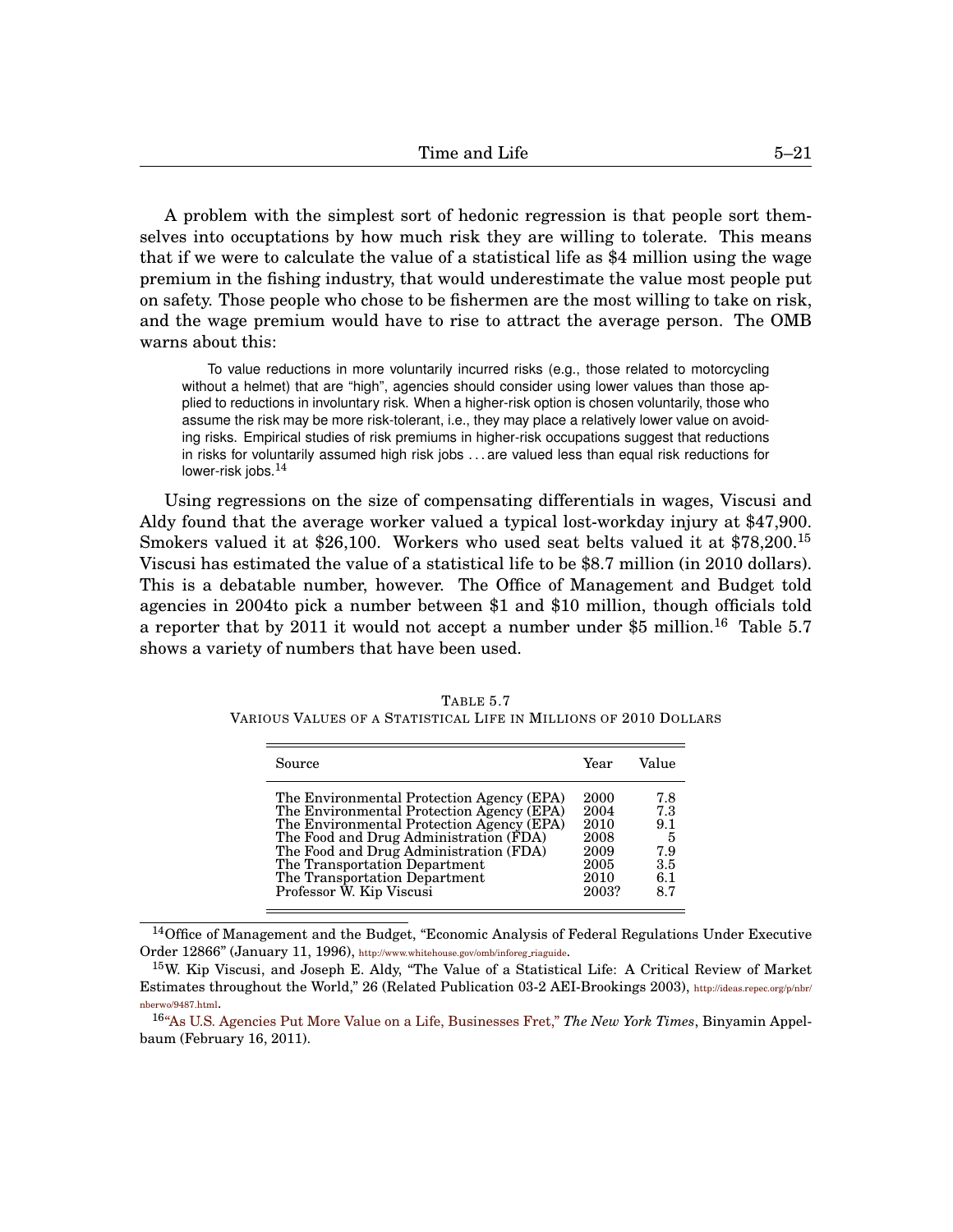A problem with the simplest sort of hedonic regression is that people sort themselves into occuptations by how much risk they are willing to tolerate. This means that if we were to calculate the value of a statistical life as $4 million using the wage premium in the fishing industry, that would underestimate the value most people put on safety. Those people who chose to be fishermen are the most willing to take on risk, and the wage premium would have to rise to attract the average person. The OMB warns about this:

> To value reductions in more voluntarily incurred risks (e.g., those related to motorcycling without a helmet) that are "high", agencies should consider using lower values than those applied to reductions in involuntary risk. When a higher-risk option is chosen voluntarily, those who assume the risk may be more risk-tolerant, i.e., they may place a relatively lower value on avoiding risks. Empirical studies of risk premiums in higher-risk occupations suggest that reductions in risks for voluntarily assumed high risk jobs . . . are valued less than equal risk reductions for lower-risk jobs.[14]

Using regressions on the size of compensating differentials in wages, Viscusi and Aldy found that the average worker valued a typical lost-workday injury at $47,900. Smokers valued it at $26,100. Workers who used seat belts valued it at $78,200.[15] Viscusi has estimated the value of a statistical life to be $8.7 million (in 2010 dollars). This is a debatable number, however. The Office of Management and Budget told agencies in 2004to pick a number between $1 and $10 million, though officials told a reporter that by 2011 it would not accept a number under $5 million.[16] Table 5.7 shows a variety of numbers that have been used.

TABLE 5.7
VARIOUS VALUES OF A STATISTICAL LIFE IN MILLIONS OF 2010 DOLLARS

| Source | Year | Value |
|---|---|---|
| The Environmental Protection Agency (EPA) | 2000 | 7.8 |
| The Environmental Protection Agency (EPA) | 2004 | 7.3 |
| The Environmental Protection Agency (EPA) | 2010 | 9.1 |
| The Food and Drug Administration (FDA) | 2008 | 5 |
| The Food and Drug Administration (FDA) | 2009 | 7.9 |
| The Transportation Department | 2005 | 3.5 |
| The Transportation Department | 2010 | 6.1 |
| Professor W. Kip Viscusi | 2003? | 8.7 |

[14] Office of Management and the Budget, "Economic Analysis of Federal Regulations Under Executive Order 12866" (January 11, 1996), http://www.whitehouse.gov/omb/inforeg_riaguide.

[15] W. Kip Viscusi, and Joseph E. Aldy, "The Value of a Statistical Life: A Critical Review of Market Estimates throughout the World," 26 (Related Publication 03-2 AEI-Brookings 2003), http://ideas.repec.org/p/nbr/nberwo/9487.html.

[16] "As U.S. Agencies Put More Value on a Life, Businesses Fret," *The New York Times*, Binyamin Appelbaum (February 16, 2011).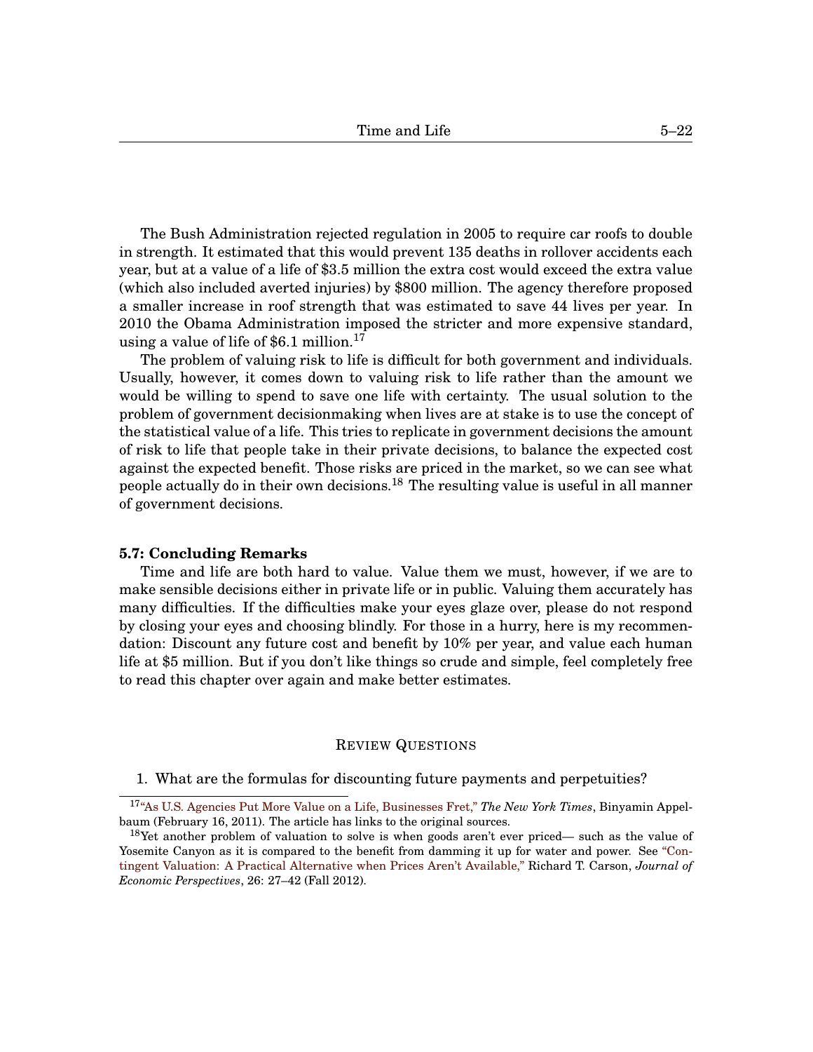The Bush Administration rejected regulation in 2005 to require car roofs to double in strength. It estimated that this would prevent 135 deaths in rollover accidents each year, but at a value of a life of $3.5 million the extra cost would exceed the extra value (which also included averted injuries) by $800 million. The agency therefore proposed a smaller increase in roof strength that was estimated to save 44 lives per year. In 2010 the Obama Administration imposed the stricter and more expensive standard, using a value of life of $6.1 million.[17]

The problem of valuing risk to life is difficult for both government and individuals. Usually, however, it comes down to valuing risk to life rather than the amount we would be willing to spend to save one life with certainty. The usual solution to the problem of government decisionmaking when lives are at stake is to use the concept of the statistical value of a life. This tries to replicate in government decisions the amount of risk to life that people take in their private decisions, to balance the expected cost against the expected benefit. Those risks are priced in the market, so we can see what people actually do in their own decisions.[18] The resulting value is useful in all manner of government decisions.

### 5.7: Concluding Remarks

Time and life are both hard to value. Value them we must, however, if we are to make sensible decisions either in private life or in public. Valuing them accurately has many difficulties. If the difficulties make your eyes glaze over, please do not respond by closing your eyes and choosing blindly. For those in a hurry, here is my recommendation: Discount any future cost and benefit by 10% per year, and value each human life at $5 million. But if you don't like things so crude and simple, feel completely free to read this chapter over again and make better estimates.

## Review Questions

1. What are the formulas for discounting future payments and perpetuities?

[17] "As U.S. Agencies Put More Value on a Life, Businesses Fret," *The New York Times*, Binyamin Appelbaum (February 16, 2011). The article has links to the original sources.

[18] Yet another problem of valuation to solve is when goods aren't ever priced— such as the value of Yosemite Canyon as it is compared to the benefit from damming it up for water and power. See "Contingent Valuation: A Practical Alternative when Prices Aren't Available," Richard T. Carson, *Journal of Economic Perspectives*, 26: 27–42 (Fall 2012).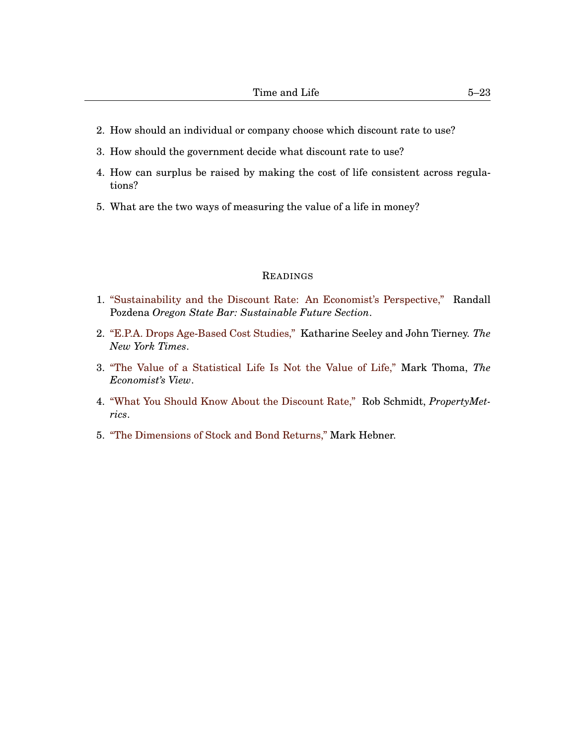2. How should an individual or company choose which discount rate to use?
3. How should the government decide what discount rate to use?
4. How can surplus be raised by making the cost of life consistent across regulations?
5. What are the two ways of measuring the value of a life in money?

## Readings

1. "Sustainability and the Discount Rate: An Economist's Perspective," Randall Pozdena *Oregon State Bar: Sustainable Future Section*.
2. "E.P.A. Drops Age-Based Cost Studies," Katharine Seeley and John Tierney. *The New York Times*.
3. "The Value of a Statistical Life Is Not the Value of Life," Mark Thoma, *The Economist's View*.
4. "What You Should Know About the Discount Rate," Rob Schmidt, *PropertyMetrics*.
5. "The Dimensions of Stock and Bond Returns," Mark Hebner.